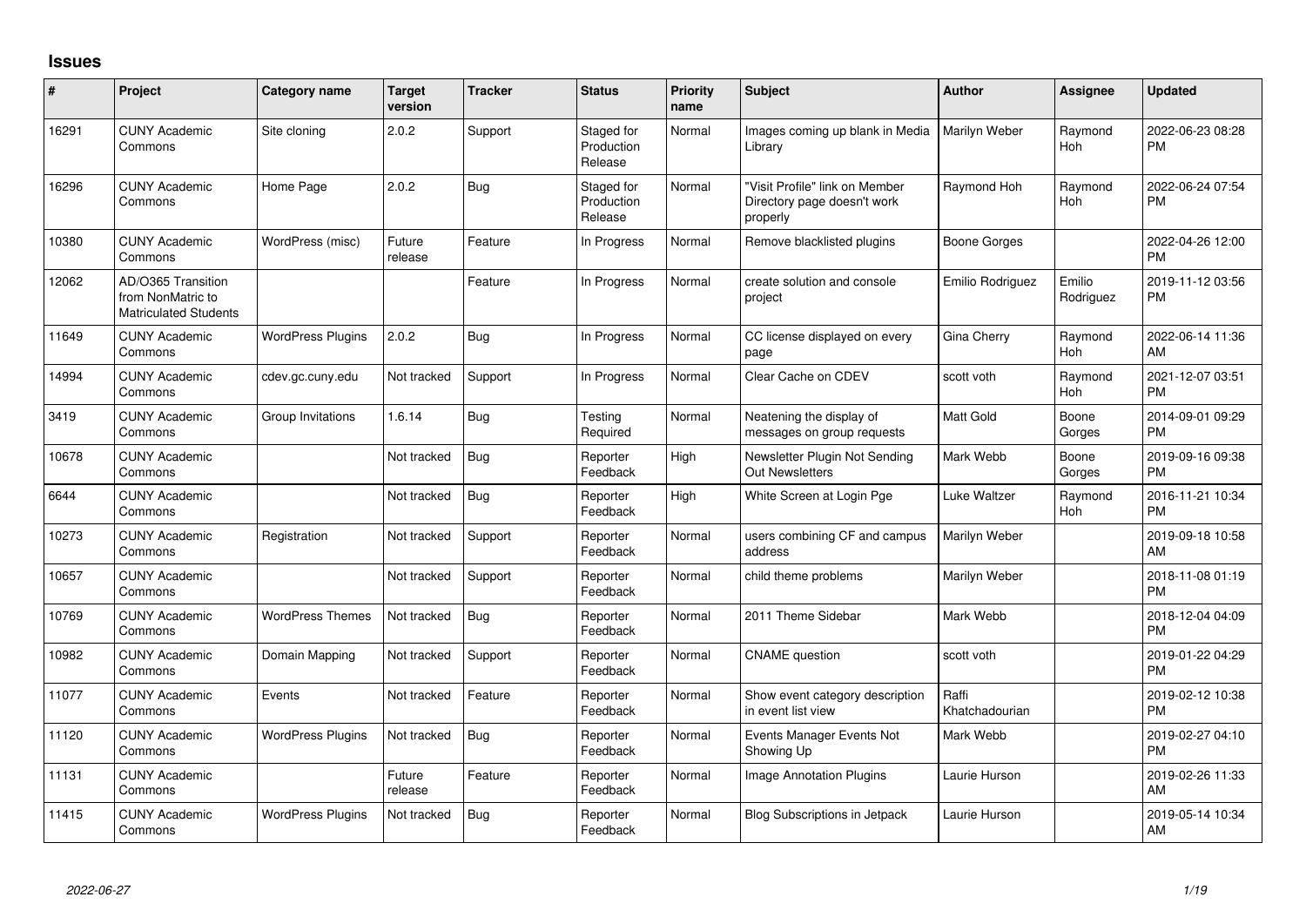## Issues

| # | Project | Category name | Target version | Tracker | Status | Priority name | Subject | Author | Assignee | Updated |
|---|---|---|---|---|---|---|---|---|---|---|
| 16291 | CUNY Academic Commons | Site cloning | 2.0.2 | Support | Staged for Production Release | Normal | Images coming up blank in Media Library | Marilyn Weber | Raymond Hoh | 2022-06-23 08:28 PM |
| 16296 | CUNY Academic Commons | Home Page | 2.0.2 | Bug | Staged for Production Release | Normal | "Visit Profile" link on Member Directory page doesn't work properly | Raymond Hoh | Raymond Hoh | 2022-06-24 07:54 PM |
| 10380 | CUNY Academic Commons | WordPress (misc) | Future release | Feature | In Progress | Normal | Remove blacklisted plugins | Boone Gorges | | 2022-04-26 12:00 PM |
| 12062 | AD/O365 Transition from NonMatric to Matriculated Students | | | Feature | In Progress | Normal | create solution and console project | Emilio Rodriguez | Emilio Rodriguez | 2019-11-12 03:56 PM |
| 11649 | CUNY Academic Commons | WordPress Plugins | 2.0.2 | Bug | In Progress | Normal | CC license displayed on every page | Gina Cherry | Raymond Hoh | 2022-06-14 11:36 AM |
| 14994 | CUNY Academic Commons | cdev.gc.cuny.edu | Not tracked | Support | In Progress | Normal | Clear Cache on CDEV | scott voth | Raymond Hoh | 2021-12-07 03:51 PM |
| 3419 | CUNY Academic Commons | Group Invitations | 1.6.14 | Bug | Testing Required | Normal | Neatening the display of messages on group requests | Matt Gold | Boone Gorges | 2014-09-01 09:29 PM |
| 10678 | CUNY Academic Commons | | Not tracked | Bug | Reporter Feedback | High | Newsletter Plugin Not Sending Out Newsletters | Mark Webb | Boone Gorges | 2019-09-16 09:38 PM |
| 6644 | CUNY Academic Commons | | Not tracked | Bug | Reporter Feedback | High | White Screen at Login Pge | Luke Waltzer | Raymond Hoh | 2016-11-21 10:34 PM |
| 10273 | CUNY Academic Commons | Registration | Not tracked | Support | Reporter Feedback | Normal | users combining CF and campus address | Marilyn Weber | | 2019-09-18 10:58 AM |
| 10657 | CUNY Academic Commons | | Not tracked | Support | Reporter Feedback | Normal | child theme problems | Marilyn Weber | | 2018-11-08 01:19 PM |
| 10769 | CUNY Academic Commons | WordPress Themes | Not tracked | Bug | Reporter Feedback | Normal | 2011 Theme Sidebar | Mark Webb | | 2018-12-04 04:09 PM |
| 10982 | CUNY Academic Commons | Domain Mapping | Not tracked | Support | Reporter Feedback | Normal | CNAME question | scott voth | | 2019-01-22 04:29 PM |
| 11077 | CUNY Academic Commons | Events | Not tracked | Feature | Reporter Feedback | Normal | Show event category description in event list view | Raffi Khatchadourian | | 2019-02-12 10:38 PM |
| 11120 | CUNY Academic Commons | WordPress Plugins | Not tracked | Bug | Reporter Feedback | Normal | Events Manager Events Not Showing Up | Mark Webb | | 2019-02-27 04:10 PM |
| 11131 | CUNY Academic Commons | | Future release | Feature | Reporter Feedback | Normal | Image Annotation Plugins | Laurie Hurson | | 2019-02-26 11:33 AM |
| 11415 | CUNY Academic Commons | WordPress Plugins | Not tracked | Bug | Reporter Feedback | Normal | Blog Subscriptions in Jetpack | Laurie Hurson | | 2019-05-14 10:34 AM |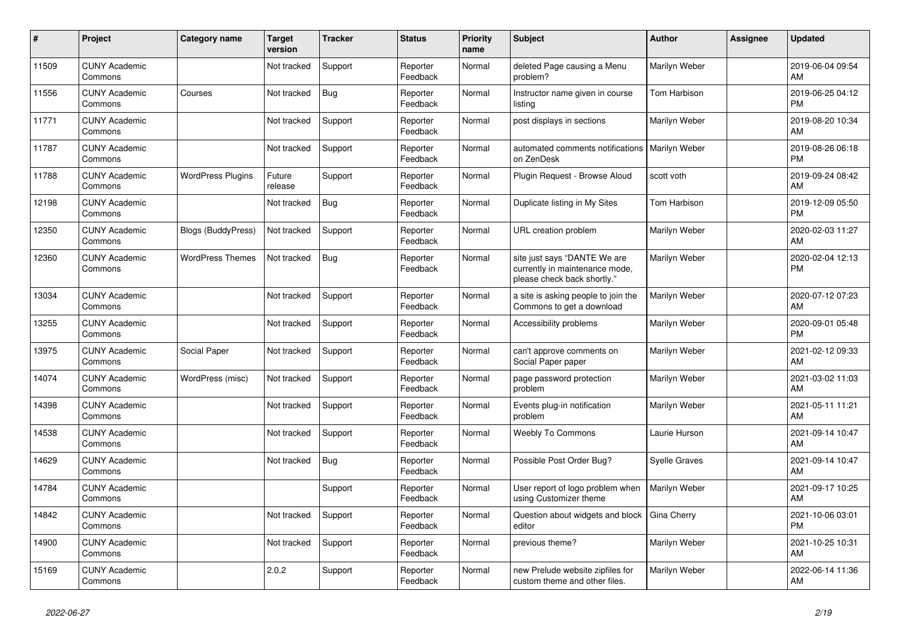| # | Project | Category name | Target version | Tracker | Status | Priority name | Subject | Author | Assignee | Updated |
|---|---|---|---|---|---|---|---|---|---|---|
| 11509 | CUNY Academic Commons | | Not tracked | Support | Reporter Feedback | Normal | deleted Page causing a Menu problem? | Marilyn Weber | | 2019-06-04 09:54 AM |
| 11556 | CUNY Academic Commons | Courses | Not tracked | Bug | Reporter Feedback | Normal | Instructor name given in course listing | Tom Harbison | | 2019-06-25 04:12 PM |
| 11771 | CUNY Academic Commons | | Not tracked | Support | Reporter Feedback | Normal | post displays in sections | Marilyn Weber | | 2019-08-20 10:34 AM |
| 11787 | CUNY Academic Commons | | Not tracked | Support | Reporter Feedback | Normal | automated comments notifications on ZenDesk | Marilyn Weber | | 2019-08-26 06:18 PM |
| 11788 | CUNY Academic Commons | WordPress Plugins | Future release | Support | Reporter Feedback | Normal | Plugin Request - Browse Aloud | scott voth | | 2019-09-24 08:42 AM |
| 12198 | CUNY Academic Commons | | Not tracked | Bug | Reporter Feedback | Normal | Duplicate listing in My Sites | Tom Harbison | | 2019-12-09 05:50 PM |
| 12350 | CUNY Academic Commons | Blogs (BuddyPress) | Not tracked | Support | Reporter Feedback | Normal | URL creation problem | Marilyn Weber | | 2020-02-03 11:27 AM |
| 12360 | CUNY Academic Commons | WordPress Themes | Not tracked | Bug | Reporter Feedback | Normal | site just says "DANTE We are currently in maintenance mode, please check back shortly." | Marilyn Weber | | 2020-02-04 12:13 PM |
| 13034 | CUNY Academic Commons | | Not tracked | Support | Reporter Feedback | Normal | a site is asking people to join the Commons to get a download | Marilyn Weber | | 2020-07-12 07:23 AM |
| 13255 | CUNY Academic Commons | | Not tracked | Support | Reporter Feedback | Normal | Accessibility problems | Marilyn Weber | | 2020-09-01 05:48 PM |
| 13975 | CUNY Academic Commons | Social Paper | Not tracked | Support | Reporter Feedback | Normal | can't approve comments on Social Paper paper | Marilyn Weber | | 2021-02-12 09:33 AM |
| 14074 | CUNY Academic Commons | WordPress (misc) | Not tracked | Support | Reporter Feedback | Normal | page password protection problem | Marilyn Weber | | 2021-03-02 11:03 AM |
| 14398 | CUNY Academic Commons | | Not tracked | Support | Reporter Feedback | Normal | Events plug-in notification problem | Marilyn Weber | | 2021-05-11 11:21 AM |
| 14538 | CUNY Academic Commons | | Not tracked | Support | Reporter Feedback | Normal | Weebly To Commons | Laurie Hurson | | 2021-09-14 10:47 AM |
| 14629 | CUNY Academic Commons | | Not tracked | Bug | Reporter Feedback | Normal | Possible Post Order Bug? | Syelle Graves | | 2021-09-14 10:47 AM |
| 14784 | CUNY Academic Commons | | | Support | Reporter Feedback | Normal | User report of logo problem when using Customizer theme | Marilyn Weber | | 2021-09-17 10:25 AM |
| 14842 | CUNY Academic Commons | | Not tracked | Support | Reporter Feedback | Normal | Question about widgets and block editor | Gina Cherry | | 2021-10-06 03:01 PM |
| 14900 | CUNY Academic Commons | | Not tracked | Support | Reporter Feedback | Normal | previous theme? | Marilyn Weber | | 2021-10-25 10:31 AM |
| 15169 | CUNY Academic Commons | | 2.0.2 | Support | Reporter Feedback | Normal | new Prelude website zipfiles for custom theme and other files. | Marilyn Weber | | 2022-06-14 11:36 AM |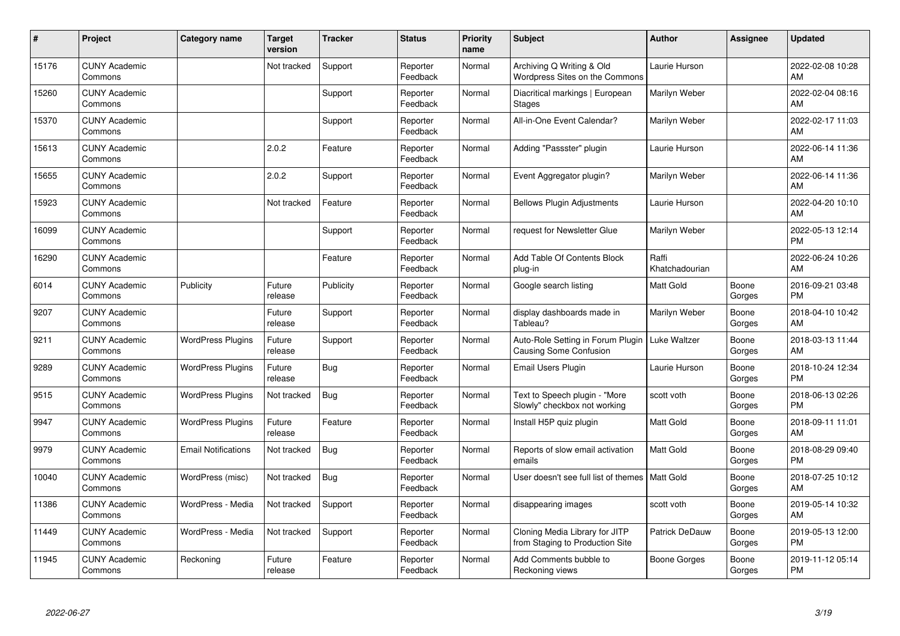| # | Project | Category name | Target version | Tracker | Status | Priority name | Subject | Author | Assignee | Updated |
|---|---|---|---|---|---|---|---|---|---|---|
| 15176 | CUNY Academic Commons | | Not tracked | Support | Reporter Feedback | Normal | Archiving Q Writing & Old Wordpress Sites on the Commons | Laurie Hurson | | 2022-02-08 10:28 AM |
| 15260 | CUNY Academic Commons | | | Support | Reporter Feedback | Normal | Diacritical markings \| European Stages | Marilyn Weber | | 2022-02-04 08:16 AM |
| 15370 | CUNY Academic Commons | | | Support | Reporter Feedback | Normal | All-in-One Event Calendar? | Marilyn Weber | | 2022-02-17 11:03 AM |
| 15613 | CUNY Academic Commons | | 2.0.2 | Feature | Reporter Feedback | Normal | Adding "Passster" plugin | Laurie Hurson | | 2022-06-14 11:36 AM |
| 15655 | CUNY Academic Commons | | 2.0.2 | Support | Reporter Feedback | Normal | Event Aggregator plugin? | Marilyn Weber | | 2022-06-14 11:36 AM |
| 15923 | CUNY Academic Commons | | Not tracked | Feature | Reporter Feedback | Normal | Bellows Plugin Adjustments | Laurie Hurson | | 2022-04-20 10:10 AM |
| 16099 | CUNY Academic Commons | | | Support | Reporter Feedback | Normal | request for Newsletter Glue | Marilyn Weber | | 2022-05-13 12:14 PM |
| 16290 | CUNY Academic Commons | | | Feature | Reporter Feedback | Normal | Add Table Of Contents Block plug-in | Raffi Khatchadourian | | 2022-06-24 10:26 AM |
| 6014 | CUNY Academic Commons | Publicity | Future release | Publicity | Reporter Feedback | Normal | Google search listing | Matt Gold | Boone Gorges | 2016-09-21 03:48 PM |
| 9207 | CUNY Academic Commons | | Future release | Support | Reporter Feedback | Normal | display dashboards made in Tableau? | Marilyn Weber | Boone Gorges | 2018-04-10 10:42 AM |
| 9211 | CUNY Academic Commons | WordPress Plugins | Future release | Support | Reporter Feedback | Normal | Auto-Role Setting in Forum Plugin Causing Some Confusion | Luke Waltzer | Boone Gorges | 2018-03-13 11:44 AM |
| 9289 | CUNY Academic Commons | WordPress Plugins | Future release | Bug | Reporter Feedback | Normal | Email Users Plugin | Laurie Hurson | Boone Gorges | 2018-10-24 12:34 PM |
| 9515 | CUNY Academic Commons | WordPress Plugins | Not tracked | Bug | Reporter Feedback | Normal | Text to Speech plugin - "More Slowly" checkbox not working | scott voth | Boone Gorges | 2018-06-13 02:26 PM |
| 9947 | CUNY Academic Commons | WordPress Plugins | Future release | Feature | Reporter Feedback | Normal | Install H5P quiz plugin | Matt Gold | Boone Gorges | 2018-09-11 11:01 AM |
| 9979 | CUNY Academic Commons | Email Notifications | Not tracked | Bug | Reporter Feedback | Normal | Reports of slow email activation emails | Matt Gold | Boone Gorges | 2018-08-29 09:40 PM |
| 10040 | CUNY Academic Commons | WordPress (misc) | Not tracked | Bug | Reporter Feedback | Normal | User doesn't see full list of themes | Matt Gold | Boone Gorges | 2018-07-25 10:12 AM |
| 11386 | CUNY Academic Commons | WordPress - Media | Not tracked | Support | Reporter Feedback | Normal | disappearing images | scott voth | Boone Gorges | 2019-05-14 10:32 AM |
| 11449 | CUNY Academic Commons | WordPress - Media | Not tracked | Support | Reporter Feedback | Normal | Cloning Media Library for JITP from Staging to Production Site | Patrick DeDauw | Boone Gorges | 2019-05-13 12:00 PM |
| 11945 | CUNY Academic Commons | Reckoning | Future release | Feature | Reporter Feedback | Normal | Add Comments bubble to Reckoning views | Boone Gorges | Boone Gorges | 2019-11-12 05:14 PM |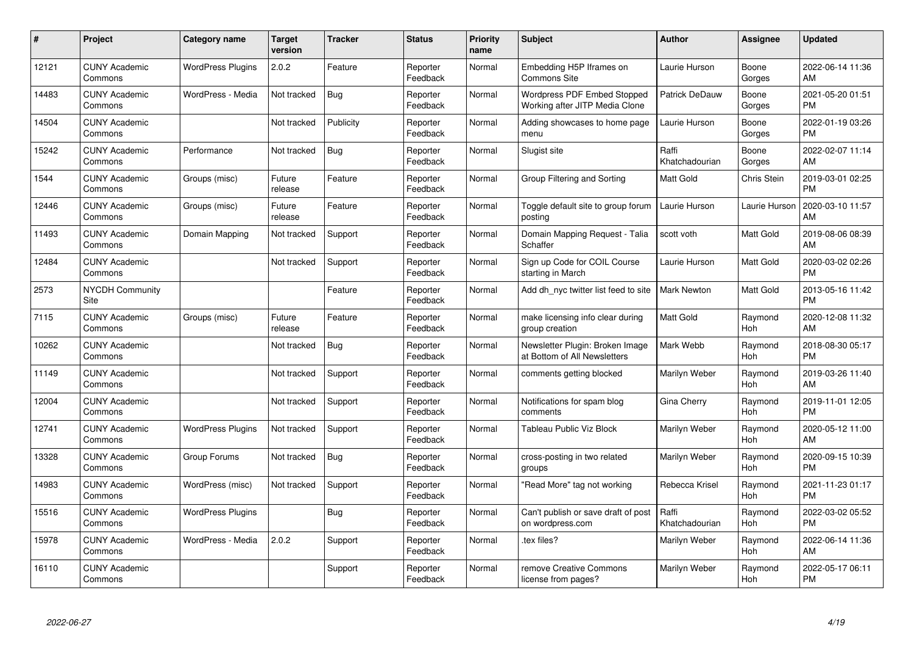| # | Project | Category name | Target version | Tracker | Status | Priority name | Subject | Author | Assignee | Updated |
|---|---|---|---|---|---|---|---|---|---|---|
| 12121 | CUNY Academic Commons | WordPress Plugins | 2.0.2 | Feature | Reporter Feedback | Normal | Embedding H5P Iframes on Commons Site | Laurie Hurson | Boone Gorges | 2022-06-14 11:36 AM |
| 14483 | CUNY Academic Commons | WordPress - Media | Not tracked | Bug | Reporter Feedback | Normal | Wordpress PDF Embed Stopped Working after JITP Media Clone | Patrick DeDauw | Boone Gorges | 2021-05-20 01:51 PM |
| 14504 | CUNY Academic Commons | | Not tracked | Publicity | Reporter Feedback | Normal | Adding showcases to home page menu | Laurie Hurson | Boone Gorges | 2022-01-19 03:26 PM |
| 15242 | CUNY Academic Commons | Performance | Not tracked | Bug | Reporter Feedback | Normal | Slugist site | Raffi Khatchadourian | Boone Gorges | 2022-02-07 11:14 AM |
| 1544 | CUNY Academic Commons | Groups (misc) | Future release | Feature | Reporter Feedback | Normal | Group Filtering and Sorting | Matt Gold | Chris Stein | 2019-03-01 02:25 PM |
| 12446 | CUNY Academic Commons | Groups (misc) | Future release | Feature | Reporter Feedback | Normal | Toggle default site to group forum posting | Laurie Hurson | Laurie Hurson | 2020-03-10 11:57 AM |
| 11493 | CUNY Academic Commons | Domain Mapping | Not tracked | Support | Reporter Feedback | Normal | Domain Mapping Request - Talia Schaffer | scott voth | Matt Gold | 2019-08-06 08:39 AM |
| 12484 | CUNY Academic Commons | | Not tracked | Support | Reporter Feedback | Normal | Sign up Code for COIL Course starting in March | Laurie Hurson | Matt Gold | 2020-03-02 02:26 PM |
| 2573 | NYCDH Community Site | | | Feature | Reporter Feedback | Normal | Add dh_nyc twitter list feed to site | Mark Newton | Matt Gold | 2013-05-16 11:42 PM |
| 7115 | CUNY Academic Commons | Groups (misc) | Future release | Feature | Reporter Feedback | Normal | make licensing info clear during group creation | Matt Gold | Raymond Hoh | 2020-12-08 11:32 AM |
| 10262 | CUNY Academic Commons | | Not tracked | Bug | Reporter Feedback | Normal | Newsletter Plugin: Broken Image at Bottom of All Newsletters | Mark Webb | Raymond Hoh | 2018-08-30 05:17 PM |
| 11149 | CUNY Academic Commons | | Not tracked | Support | Reporter Feedback | Normal | comments getting blocked | Marilyn Weber | Raymond Hoh | 2019-03-26 11:40 AM |
| 12004 | CUNY Academic Commons | | Not tracked | Support | Reporter Feedback | Normal | Notifications for spam blog comments | Gina Cherry | Raymond Hoh | 2019-11-01 12:05 PM |
| 12741 | CUNY Academic Commons | WordPress Plugins | Not tracked | Support | Reporter Feedback | Normal | Tableau Public Viz Block | Marilyn Weber | Raymond Hoh | 2020-05-12 11:00 AM |
| 13328 | CUNY Academic Commons | Group Forums | Not tracked | Bug | Reporter Feedback | Normal | cross-posting in two related groups | Marilyn Weber | Raymond Hoh | 2020-09-15 10:39 PM |
| 14983 | CUNY Academic Commons | WordPress (misc) | Not tracked | Support | Reporter Feedback | Normal | "Read More" tag not working | Rebecca Krisel | Raymond Hoh | 2021-11-23 01:17 PM |
| 15516 | CUNY Academic Commons | WordPress Plugins | | Bug | Reporter Feedback | Normal | Can't publish or save draft of post on wordpress.com | Raffi Khatchadourian | Raymond Hoh | 2022-03-02 05:52 PM |
| 15978 | CUNY Academic Commons | WordPress - Media | 2.0.2 | Support | Reporter Feedback | Normal | .tex files? | Marilyn Weber | Raymond Hoh | 2022-06-14 11:36 AM |
| 16110 | CUNY Academic Commons | | | Support | Reporter Feedback | Normal | remove Creative Commons license from pages? | Marilyn Weber | Raymond Hoh | 2022-05-17 06:11 PM |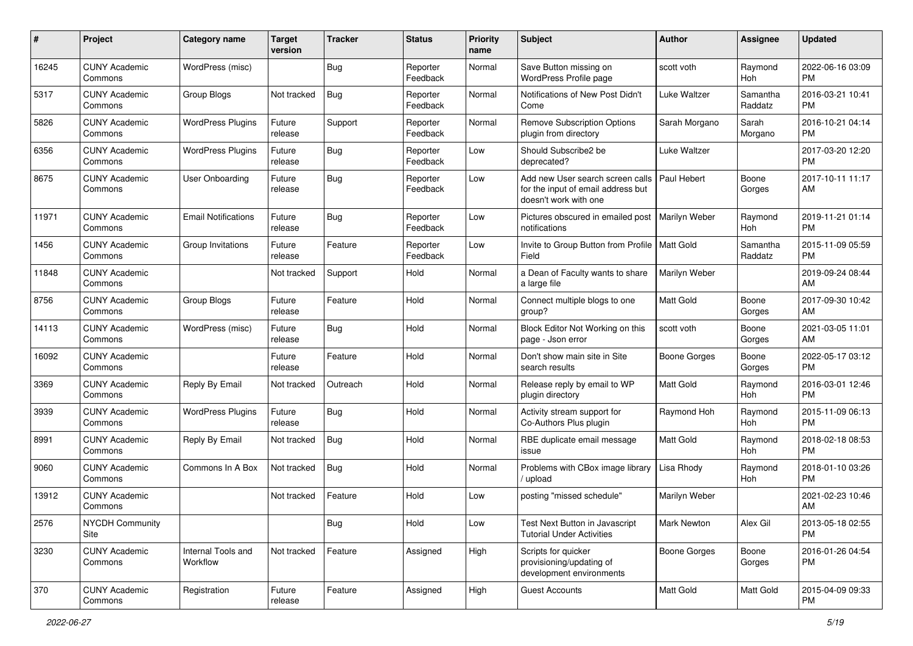| # | Project | Category name | Target version | Tracker | Status | Priority name | Subject | Author | Assignee | Updated |
|---|---|---|---|---|---|---|---|---|---|---|
| 16245 | CUNY Academic Commons | WordPress (misc) | | Bug | Reporter Feedback | Normal | Save Button missing on WordPress Profile page | scott voth | Raymond Hoh | 2022-06-16 03:09 PM |
| 5317 | CUNY Academic Commons | Group Blogs | Not tracked | Bug | Reporter Feedback | Normal | Notifications of New Post Didn't Come | Luke Waltzer | Samantha Raddatz | 2016-03-21 10:41 PM |
| 5826 | CUNY Academic Commons | WordPress Plugins | Future release | Support | Reporter Feedback | Normal | Remove Subscription Options plugin from directory | Sarah Morgano | Sarah Morgano | 2016-10-21 04:14 PM |
| 6356 | CUNY Academic Commons | WordPress Plugins | Future release | Bug | Reporter Feedback | Low | Should Subscribe2 be deprecated? | Luke Waltzer | | 2017-03-20 12:20 PM |
| 8675 | CUNY Academic Commons | User Onboarding | Future release | Bug | Reporter Feedback | Low | Add new User search screen calls for the input of email address but doesn't work with one | Paul Hebert | Boone Gorges | 2017-10-11 11:17 AM |
| 11971 | CUNY Academic Commons | Email Notifications | Future release | Bug | Reporter Feedback | Low | Pictures obscured in emailed post notifications | Marilyn Weber | Raymond Hoh | 2019-11-21 01:14 PM |
| 1456 | CUNY Academic Commons | Group Invitations | Future release | Feature | Reporter Feedback | Low | Invite to Group Button from Profile Field | Matt Gold | Samantha Raddatz | 2015-11-09 05:59 PM |
| 11848 | CUNY Academic Commons | | Not tracked | Support | Hold | Normal | a Dean of Faculty wants to share a large file | Marilyn Weber | | 2019-09-24 08:44 AM |
| 8756 | CUNY Academic Commons | Group Blogs | Future release | Feature | Hold | Normal | Connect multiple blogs to one group? | Matt Gold | Boone Gorges | 2017-09-30 10:42 AM |
| 14113 | CUNY Academic Commons | WordPress (misc) | Future release | Bug | Hold | Normal | Block Editor Not Working on this page - Json error | scott voth | Boone Gorges | 2021-03-05 11:01 AM |
| 16092 | CUNY Academic Commons | | Future release | Feature | Hold | Normal | Don't show main site in Site search results | Boone Gorges | Boone Gorges | 2022-05-17 03:12 PM |
| 3369 | CUNY Academic Commons | Reply By Email | Not tracked | Outreach | Hold | Normal | Release reply by email to WP plugin directory | Matt Gold | Raymond Hoh | 2016-03-01 12:46 PM |
| 3939 | CUNY Academic Commons | WordPress Plugins | Future release | Bug | Hold | Normal | Activity stream support for Co-Authors Plus plugin | Raymond Hoh | Raymond Hoh | 2015-11-09 06:13 PM |
| 8991 | CUNY Academic Commons | Reply By Email | Not tracked | Bug | Hold | Normal | RBE duplicate email message issue | Matt Gold | Raymond Hoh | 2018-02-18 08:53 PM |
| 9060 | CUNY Academic Commons | Commons In A Box | Not tracked | Bug | Hold | Normal | Problems with CBox image library / upload | Lisa Rhody | Raymond Hoh | 2018-01-10 03:26 PM |
| 13912 | CUNY Academic Commons | | Not tracked | Feature | Hold | Low | posting "missed schedule" | Marilyn Weber | | 2021-02-23 10:46 AM |
| 2576 | NYCDH Community Site | | | Bug | Hold | Low | Test Next Button in Javascript Tutorial Under Activities | Mark Newton | Alex Gil | 2013-05-18 02:55 PM |
| 3230 | CUNY Academic Commons | Internal Tools and Workflow | Not tracked | Feature | Assigned | High | Scripts for quicker provisioning/updating of development environments | Boone Gorges | Boone Gorges | 2016-01-26 04:54 PM |
| 370 | CUNY Academic Commons | Registration | Future release | Feature | Assigned | High | Guest Accounts | Matt Gold | Matt Gold | 2015-04-09 09:33 PM |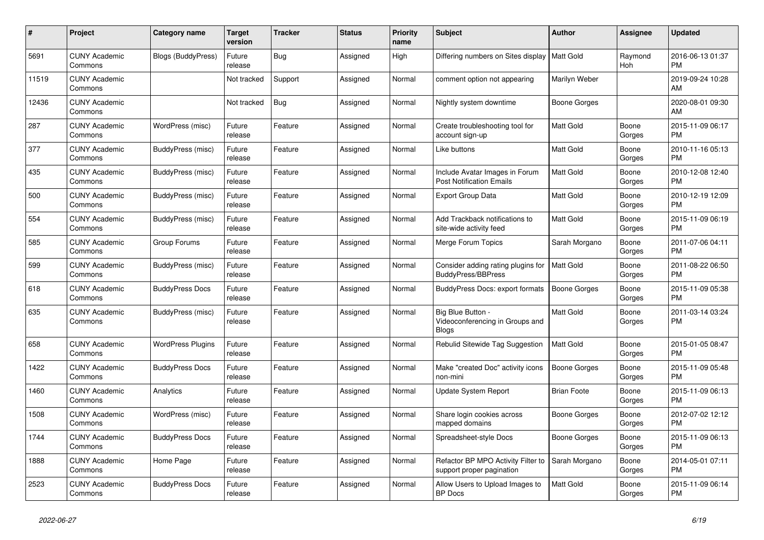| # | Project | Category name | Target version | Tracker | Status | Priority name | Subject | Author | Assignee | Updated |
|---|---|---|---|---|---|---|---|---|---|---|
| 5691 | CUNY Academic Commons | Blogs (BuddyPress) | Future release | Bug | Assigned | High | Differing numbers on Sites display | Matt Gold | Raymond Hoh | 2016-06-13 01:37 PM |
| 11519 | CUNY Academic Commons | | Not tracked | Support | Assigned | Normal | comment option not appearing | Marilyn Weber | | 2019-09-24 10:28 AM |
| 12436 | CUNY Academic Commons | | Not tracked | Bug | Assigned | Normal | Nightly system downtime | Boone Gorges | | 2020-08-01 09:30 AM |
| 287 | CUNY Academic Commons | WordPress (misc) | Future release | Feature | Assigned | Normal | Create troubleshooting tool for account sign-up | Matt Gold | Boone Gorges | 2015-11-09 06:17 PM |
| 377 | CUNY Academic Commons | BuddyPress (misc) | Future release | Feature | Assigned | Normal | Like buttons | Matt Gold | Boone Gorges | 2010-11-16 05:13 PM |
| 435 | CUNY Academic Commons | BuddyPress (misc) | Future release | Feature | Assigned | Normal | Include Avatar Images in Forum Post Notification Emails | Matt Gold | Boone Gorges | 2010-12-08 12:40 PM |
| 500 | CUNY Academic Commons | BuddyPress (misc) | Future release | Feature | Assigned | Normal | Export Group Data | Matt Gold | Boone Gorges | 2010-12-19 12:09 PM |
| 554 | CUNY Academic Commons | BuddyPress (misc) | Future release | Feature | Assigned | Normal | Add Trackback notifications to site-wide activity feed | Matt Gold | Boone Gorges | 2015-11-09 06:19 PM |
| 585 | CUNY Academic Commons | Group Forums | Future release | Feature | Assigned | Normal | Merge Forum Topics | Sarah Morgano | Boone Gorges | 2011-07-06 04:11 PM |
| 599 | CUNY Academic Commons | BuddyPress (misc) | Future release | Feature | Assigned | Normal | Consider adding rating plugins for BuddyPress/BBPress | Matt Gold | Boone Gorges | 2011-08-22 06:50 PM |
| 618 | CUNY Academic Commons | BuddyPress Docs | Future release | Feature | Assigned | Normal | BuddyPress Docs: export formats | Boone Gorges | Boone Gorges | 2015-11-09 05:38 PM |
| 635 | CUNY Academic Commons | BuddyPress (misc) | Future release | Feature | Assigned | Normal | Big Blue Button - Videoconferencing in Groups and Blogs | Matt Gold | Boone Gorges | 2011-03-14 03:24 PM |
| 658 | CUNY Academic Commons | WordPress Plugins | Future release | Feature | Assigned | Normal | Rebulid Sitewide Tag Suggestion | Matt Gold | Boone Gorges | 2015-01-05 08:47 PM |
| 1422 | CUNY Academic Commons | BuddyPress Docs | Future release | Feature | Assigned | Normal | Make "created Doc" activity icons non-mini | Boone Gorges | Boone Gorges | 2015-11-09 05:48 PM |
| 1460 | CUNY Academic Commons | Analytics | Future release | Feature | Assigned | Normal | Update System Report | Brian Foote | Boone Gorges | 2015-11-09 06:13 PM |
| 1508 | CUNY Academic Commons | WordPress (misc) | Future release | Feature | Assigned | Normal | Share login cookies across mapped domains | Boone Gorges | Boone Gorges | 2012-07-02 12:12 PM |
| 1744 | CUNY Academic Commons | BuddyPress Docs | Future release | Feature | Assigned | Normal | Spreadsheet-style Docs | Boone Gorges | Boone Gorges | 2015-11-09 06:13 PM |
| 1888 | CUNY Academic Commons | Home Page | Future release | Feature | Assigned | Normal | Refactor BP MPO Activity Filter to support proper pagination | Sarah Morgano | Boone Gorges | 2014-05-01 07:11 PM |
| 2523 | CUNY Academic Commons | BuddyPress Docs | Future release | Feature | Assigned | Normal | Allow Users to Upload Images to BP Docs | Matt Gold | Boone Gorges | 2015-11-09 06:14 PM |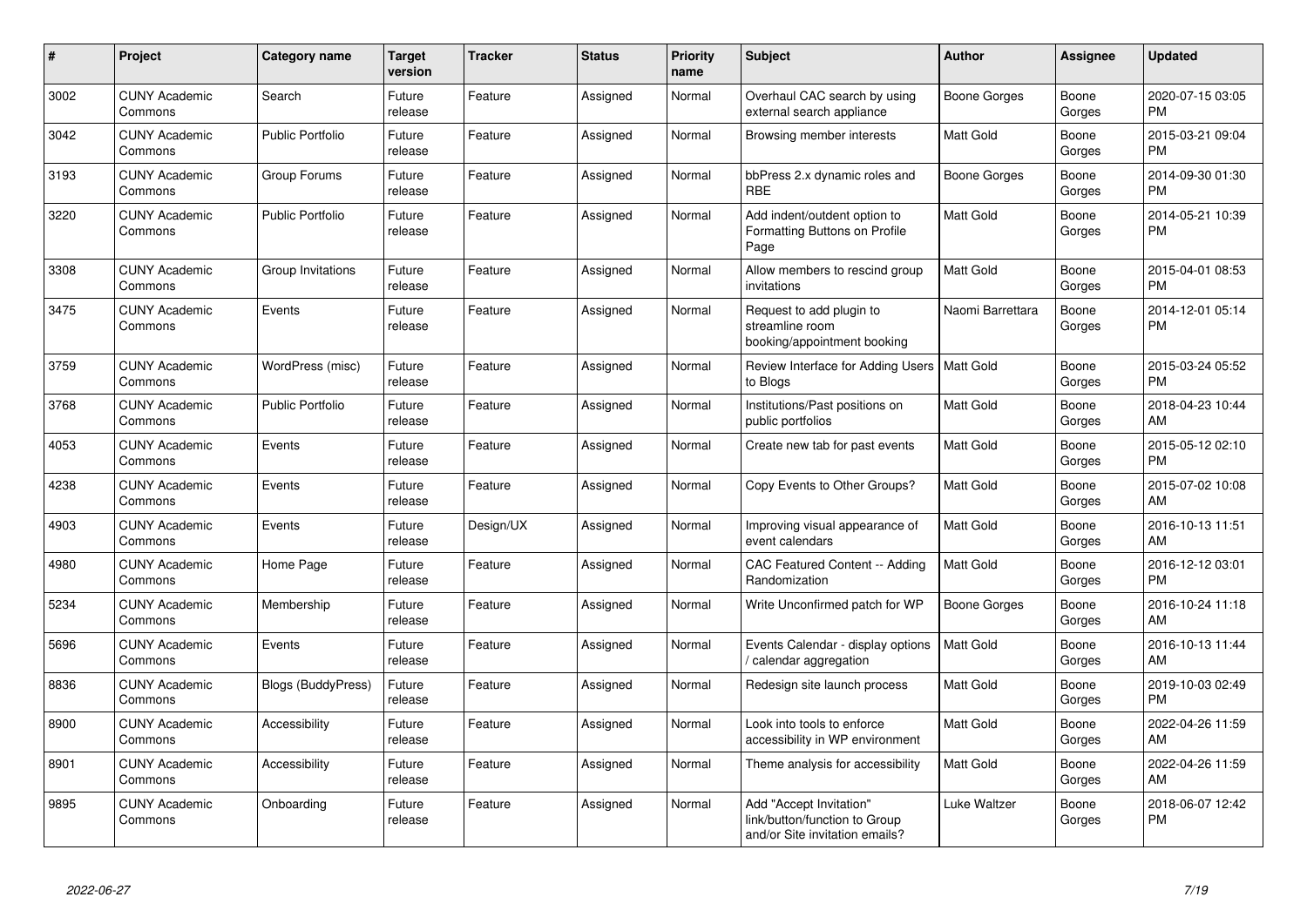| # | Project | Category name | Target version | Tracker | Status | Priority name | Subject | Author | Assignee | Updated |
|---|---|---|---|---|---|---|---|---|---|---|
| 3002 | CUNY Academic Commons | Search | Future release | Feature | Assigned | Normal | Overhaul CAC search by using external search appliance | Boone Gorges | Boone Gorges | 2020-07-15 03:05 PM |
| 3042 | CUNY Academic Commons | Public Portfolio | Future release | Feature | Assigned | Normal | Browsing member interests | Matt Gold | Boone Gorges | 2015-03-21 09:04 PM |
| 3193 | CUNY Academic Commons | Group Forums | Future release | Feature | Assigned | Normal | bbPress 2.x dynamic roles and RBE | Boone Gorges | Boone Gorges | 2014-09-30 01:30 PM |
| 3220 | CUNY Academic Commons | Public Portfolio | Future release | Feature | Assigned | Normal | Add indent/outdent option to Formatting Buttons on Profile Page | Matt Gold | Boone Gorges | 2014-05-21 10:39 PM |
| 3308 | CUNY Academic Commons | Group Invitations | Future release | Feature | Assigned | Normal | Allow members to rescind group invitations | Matt Gold | Boone Gorges | 2015-04-01 08:53 PM |
| 3475 | CUNY Academic Commons | Events | Future release | Feature | Assigned | Normal | Request to add plugin to streamline room booking/appointment booking | Naomi Barrettara | Boone Gorges | 2014-12-01 05:14 PM |
| 3759 | CUNY Academic Commons | WordPress (misc) | Future release | Feature | Assigned | Normal | Review Interface for Adding Users to Blogs | Matt Gold | Boone Gorges | 2015-03-24 05:52 PM |
| 3768 | CUNY Academic Commons | Public Portfolio | Future release | Feature | Assigned | Normal | Institutions/Past positions on public portfolios | Matt Gold | Boone Gorges | 2018-04-23 10:44 AM |
| 4053 | CUNY Academic Commons | Events | Future release | Feature | Assigned | Normal | Create new tab for past events | Matt Gold | Boone Gorges | 2015-05-12 02:10 PM |
| 4238 | CUNY Academic Commons | Events | Future release | Feature | Assigned | Normal | Copy Events to Other Groups? | Matt Gold | Boone Gorges | 2015-07-02 10:08 AM |
| 4903 | CUNY Academic Commons | Events | Future release | Design/UX | Assigned | Normal | Improving visual appearance of event calendars | Matt Gold | Boone Gorges | 2016-10-13 11:51 AM |
| 4980 | CUNY Academic Commons | Home Page | Future release | Feature | Assigned | Normal | CAC Featured Content -- Adding Randomization | Matt Gold | Boone Gorges | 2016-12-12 03:01 PM |
| 5234 | CUNY Academic Commons | Membership | Future release | Feature | Assigned | Normal | Write Unconfirmed patch for WP | Boone Gorges | Boone Gorges | 2016-10-24 11:18 AM |
| 5696 | CUNY Academic Commons | Events | Future release | Feature | Assigned | Normal | Events Calendar - display options / calendar aggregation | Matt Gold | Boone Gorges | 2016-10-13 11:44 AM |
| 8836 | CUNY Academic Commons | Blogs (BuddyPress) | Future release | Feature | Assigned | Normal | Redesign site launch process | Matt Gold | Boone Gorges | 2019-10-03 02:49 PM |
| 8900 | CUNY Academic Commons | Accessibility | Future release | Feature | Assigned | Normal | Look into tools to enforce accessibility in WP environment | Matt Gold | Boone Gorges | 2022-04-26 11:59 AM |
| 8901 | CUNY Academic Commons | Accessibility | Future release | Feature | Assigned | Normal | Theme analysis for accessibility | Matt Gold | Boone Gorges | 2022-04-26 11:59 AM |
| 9895 | CUNY Academic Commons | Onboarding | Future release | Feature | Assigned | Normal | Add "Accept Invitation" link/button/function to Group and/or Site invitation emails? | Luke Waltzer | Boone Gorges | 2018-06-07 12:42 PM |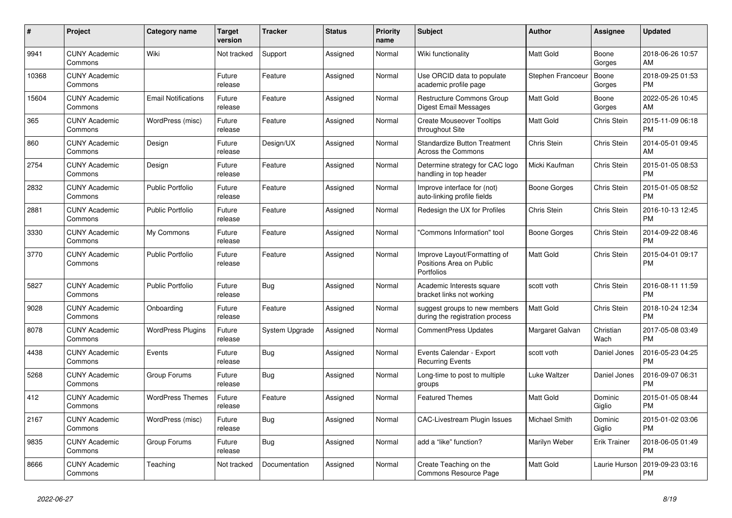| # | Project | Category name | Target version | Tracker | Status | Priority name | Subject | Author | Assignee | Updated |
|---|---|---|---|---|---|---|---|---|---|---|
| 9941 | CUNY Academic Commons | Wiki | Not tracked | Support | Assigned | Normal | Wiki functionality | Matt Gold | Boone Gorges | 2018-06-26 10:57 AM |
| 10368 | CUNY Academic Commons | | Future release | Feature | Assigned | Normal | Use ORCID data to populate academic profile page | Stephen Francoeur | Boone Gorges | 2018-09-25 01:53 PM |
| 15604 | CUNY Academic Commons | Email Notifications | Future release | Feature | Assigned | Normal | Restructure Commons Group Digest Email Messages | Matt Gold | Boone Gorges | 2022-05-26 10:45 AM |
| 365 | CUNY Academic Commons | WordPress (misc) | Future release | Feature | Assigned | Normal | Create Mouseover Tooltips throughout Site | Matt Gold | Chris Stein | 2015-11-09 06:18 PM |
| 860 | CUNY Academic Commons | Design | Future release | Design/UX | Assigned | Normal | Standardize Button Treatment Across the Commons | Chris Stein | Chris Stein | 2014-05-01 09:45 AM |
| 2754 | CUNY Academic Commons | Design | Future release | Feature | Assigned | Normal | Determine strategy for CAC logo handling in top header | Micki Kaufman | Chris Stein | 2015-01-05 08:53 PM |
| 2832 | CUNY Academic Commons | Public Portfolio | Future release | Feature | Assigned | Normal | Improve interface for (not) auto-linking profile fields | Boone Gorges | Chris Stein | 2015-01-05 08:52 PM |
| 2881 | CUNY Academic Commons | Public Portfolio | Future release | Feature | Assigned | Normal | Redesign the UX for Profiles | Chris Stein | Chris Stein | 2016-10-13 12:45 PM |
| 3330 | CUNY Academic Commons | My Commons | Future release | Feature | Assigned | Normal | "Commons Information" tool | Boone Gorges | Chris Stein | 2014-09-22 08:46 PM |
| 3770 | CUNY Academic Commons | Public Portfolio | Future release | Feature | Assigned | Normal | Improve Layout/Formatting of Positions Area on Public Portfolios | Matt Gold | Chris Stein | 2015-04-01 09:17 PM |
| 5827 | CUNY Academic Commons | Public Portfolio | Future release | Bug | Assigned | Normal | Academic Interests square bracket links not working | scott voth | Chris Stein | 2016-08-11 11:59 PM |
| 9028 | CUNY Academic Commons | Onboarding | Future release | Feature | Assigned | Normal | suggest groups to new members during the registration process | Matt Gold | Chris Stein | 2018-10-24 12:34 PM |
| 8078 | CUNY Academic Commons | WordPress Plugins | Future release | System Upgrade | Assigned | Normal | CommentPress Updates | Margaret Galvan | Christian Wach | 2017-05-08 03:49 PM |
| 4438 | CUNY Academic Commons | Events | Future release | Bug | Assigned | Normal | Events Calendar - Export Recurring Events | scott voth | Daniel Jones | 2016-05-23 04:25 PM |
| 5268 | CUNY Academic Commons | Group Forums | Future release | Bug | Assigned | Normal | Long-time to post to multiple groups | Luke Waltzer | Daniel Jones | 2016-09-07 06:31 PM |
| 412 | CUNY Academic Commons | WordPress Themes | Future release | Feature | Assigned | Normal | Featured Themes | Matt Gold | Dominic Giglio | 2015-01-05 08:44 PM |
| 2167 | CUNY Academic Commons | WordPress (misc) | Future release | Bug | Assigned | Normal | CAC-Livestream Plugin Issues | Michael Smith | Dominic Giglio | 2015-01-02 03:06 PM |
| 9835 | CUNY Academic Commons | Group Forums | Future release | Bug | Assigned | Normal | add a "like" function? | Marilyn Weber | Erik Trainer | 2018-06-05 01:49 PM |
| 8666 | CUNY Academic Commons | Teaching | Not tracked | Documentation | Assigned | Normal | Create Teaching on the Commons Resource Page | Matt Gold | Laurie Hurson | 2019-09-23 03:16 PM |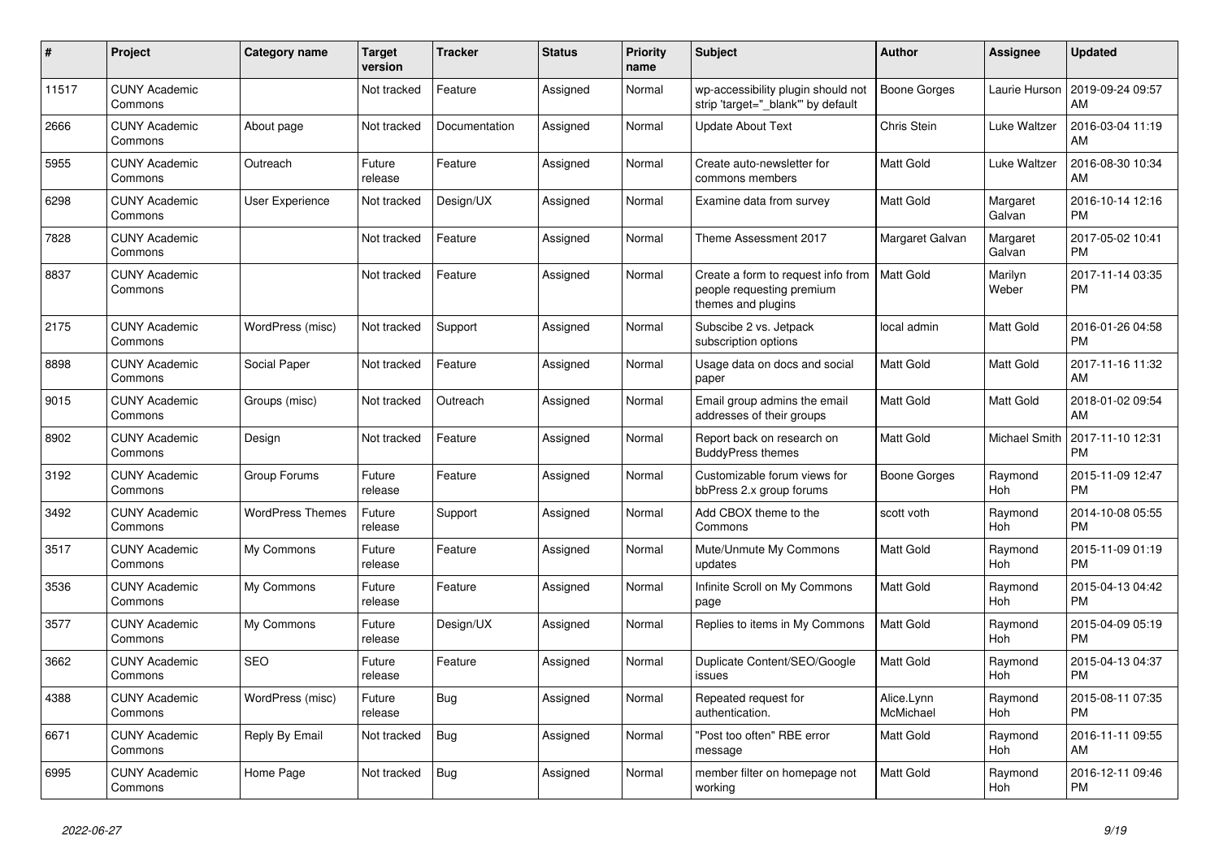| # | Project | Category name | Target version | Tracker | Status | Priority name | Subject | Author | Assignee | Updated |
|---|---|---|---|---|---|---|---|---|---|---|
| 11517 | CUNY Academic Commons | | Not tracked | Feature | Assigned | Normal | wp-accessibility plugin should not strip 'target="_blank"' by default | Boone Gorges | Laurie Hurson | 2019-09-24 09:57 AM |
| 2666 | CUNY Academic Commons | About page | Not tracked | Documentation | Assigned | Normal | Update About Text | Chris Stein | Luke Waltzer | 2016-03-04 11:19 AM |
| 5955 | CUNY Academic Commons | Outreach | Future release | Feature | Assigned | Normal | Create auto-newsletter for commons members | Matt Gold | Luke Waltzer | 2016-08-30 10:34 AM |
| 6298 | CUNY Academic Commons | User Experience | Not tracked | Design/UX | Assigned | Normal | Examine data from survey | Matt Gold | Margaret Galvan | 2016-10-14 12:16 PM |
| 7828 | CUNY Academic Commons | | Not tracked | Feature | Assigned | Normal | Theme Assessment 2017 | Margaret Galvan | Margaret Galvan | 2017-05-02 10:41 PM |
| 8837 | CUNY Academic Commons | | Not tracked | Feature | Assigned | Normal | Create a form to request info from people requesting premium themes and plugins | Matt Gold | Marilyn Weber | 2017-11-14 03:35 PM |
| 2175 | CUNY Academic Commons | WordPress (misc) | Not tracked | Support | Assigned | Normal | Subscibe 2 vs. Jetpack subscription options | local admin | Matt Gold | 2016-01-26 04:58 PM |
| 8898 | CUNY Academic Commons | Social Paper | Not tracked | Feature | Assigned | Normal | Usage data on docs and social paper | Matt Gold | Matt Gold | 2017-11-16 11:32 AM |
| 9015 | CUNY Academic Commons | Groups (misc) | Not tracked | Outreach | Assigned | Normal | Email group admins the email addresses of their groups | Matt Gold | Matt Gold | 2018-01-02 09:54 AM |
| 8902 | CUNY Academic Commons | Design | Not tracked | Feature | Assigned | Normal | Report back on research on BuddyPress themes | Matt Gold | Michael Smith | 2017-11-10 12:31 PM |
| 3192 | CUNY Academic Commons | Group Forums | Future release | Feature | Assigned | Normal | Customizable forum views for bbPress 2.x group forums | Boone Gorges | Raymond Hoh | 2015-11-09 12:47 PM |
| 3492 | CUNY Academic Commons | WordPress Themes | Future release | Support | Assigned | Normal | Add CBOX theme to the Commons | scott voth | Raymond Hoh | 2014-10-08 05:55 PM |
| 3517 | CUNY Academic Commons | My Commons | Future release | Feature | Assigned | Normal | Mute/Unmute My Commons updates | Matt Gold | Raymond Hoh | 2015-11-09 01:19 PM |
| 3536 | CUNY Academic Commons | My Commons | Future release | Feature | Assigned | Normal | Infinite Scroll on My Commons page | Matt Gold | Raymond Hoh | 2015-04-13 04:42 PM |
| 3577 | CUNY Academic Commons | My Commons | Future release | Design/UX | Assigned | Normal | Replies to items in My Commons | Matt Gold | Raymond Hoh | 2015-04-09 05:19 PM |
| 3662 | CUNY Academic Commons | SEO | Future release | Feature | Assigned | Normal | Duplicate Content/SEO/Google issues | Matt Gold | Raymond Hoh | 2015-04-13 04:37 PM |
| 4388 | CUNY Academic Commons | WordPress (misc) | Future release | Bug | Assigned | Normal | Repeated request for authentication. | Alice.Lynn McMichael | Raymond Hoh | 2015-08-11 07:35 PM |
| 6671 | CUNY Academic Commons | Reply By Email | Not tracked | Bug | Assigned | Normal | "Post too often" RBE error message | Matt Gold | Raymond Hoh | 2016-11-11 09:55 AM |
| 6995 | CUNY Academic Commons | Home Page | Not tracked | Bug | Assigned | Normal | member filter on homepage not working | Matt Gold | Raymond Hoh | 2016-12-11 09:46 PM |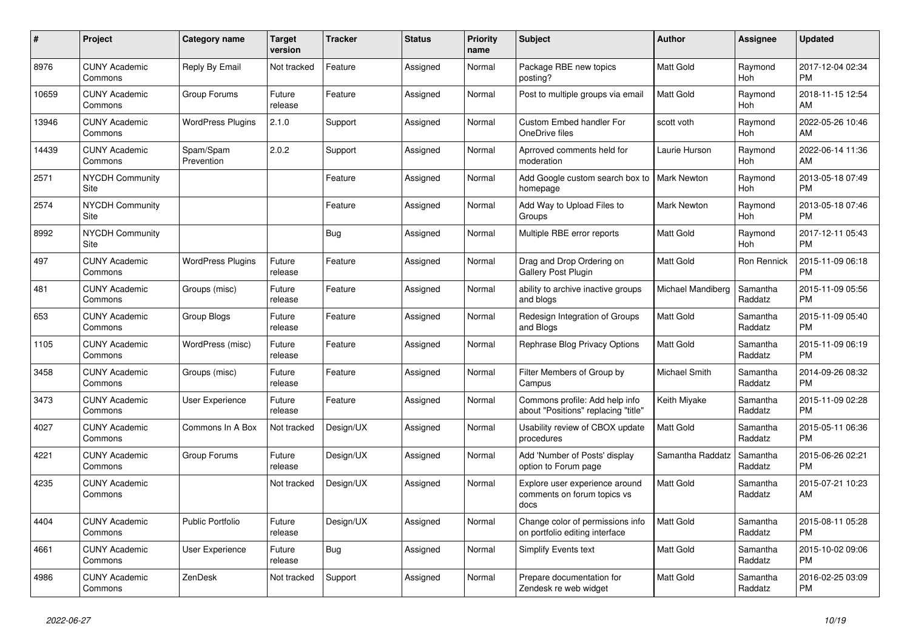| # | Project | Category name | Target version | Tracker | Status | Priority name | Subject | Author | Assignee | Updated |
|---|---|---|---|---|---|---|---|---|---|---|
| 8976 | CUNY Academic Commons | Reply By Email | Not tracked | Feature | Assigned | Normal | Package RBE new topics posting? | Matt Gold | Raymond Hoh | 2017-12-04 02:34 PM |
| 10659 | CUNY Academic Commons | Group Forums | Future release | Feature | Assigned | Normal | Post to multiple groups via email | Matt Gold | Raymond Hoh | 2018-11-15 12:54 AM |
| 13946 | CUNY Academic Commons | WordPress Plugins | 2.1.0 | Support | Assigned | Normal | Custom Embed handler For OneDrive files | scott voth | Raymond Hoh | 2022-05-26 10:46 AM |
| 14439 | CUNY Academic Commons | Spam/Spam Prevention | 2.0.2 | Support | Assigned | Normal | Aprroved comments held for moderation | Laurie Hurson | Raymond Hoh | 2022-06-14 11:36 AM |
| 2571 | NYCDH Community Site | | | Feature | Assigned | Normal | Add Google custom search box to homepage | Mark Newton | Raymond Hoh | 2013-05-18 07:49 PM |
| 2574 | NYCDH Community Site | | | Feature | Assigned | Normal | Add Way to Upload Files to Groups | Mark Newton | Raymond Hoh | 2013-05-18 07:46 PM |
| 8992 | NYCDH Community Site | | | Bug | Assigned | Normal | Multiple RBE error reports | Matt Gold | Raymond Hoh | 2017-12-11 05:43 PM |
| 497 | CUNY Academic Commons | WordPress Plugins | Future release | Feature | Assigned | Normal | Drag and Drop Ordering on Gallery Post Plugin | Matt Gold | Ron Rennick | 2015-11-09 06:18 PM |
| 481 | CUNY Academic Commons | Groups (misc) | Future release | Feature | Assigned | Normal | ability to archive inactive groups and blogs | Michael Mandiberg | Samantha Raddatz | 2015-11-09 05:56 PM |
| 653 | CUNY Academic Commons | Group Blogs | Future release | Feature | Assigned | Normal | Redesign Integration of Groups and Blogs | Matt Gold | Samantha Raddatz | 2015-11-09 05:40 PM |
| 1105 | CUNY Academic Commons | WordPress (misc) | Future release | Feature | Assigned | Normal | Rephrase Blog Privacy Options | Matt Gold | Samantha Raddatz | 2015-11-09 06:19 PM |
| 3458 | CUNY Academic Commons | Groups (misc) | Future release | Feature | Assigned | Normal | Filter Members of Group by Campus | Michael Smith | Samantha Raddatz | 2014-09-26 08:32 PM |
| 3473 | CUNY Academic Commons | User Experience | Future release | Feature | Assigned | Normal | Commons profile: Add help info about "Positions" replacing "title" | Keith Miyake | Samantha Raddatz | 2015-11-09 02:28 PM |
| 4027 | CUNY Academic Commons | Commons In A Box | Not tracked | Design/UX | Assigned | Normal | Usability review of CBOX update procedures | Matt Gold | Samantha Raddatz | 2015-05-11 06:36 PM |
| 4221 | CUNY Academic Commons | Group Forums | Future release | Design/UX | Assigned | Normal | Add 'Number of Posts' display option to Forum page | Samantha Raddatz | Samantha Raddatz | 2015-06-26 02:21 PM |
| 4235 | CUNY Academic Commons | | Not tracked | Design/UX | Assigned | Normal | Explore user experience around comments on forum topics vs docs | Matt Gold | Samantha Raddatz | 2015-07-21 10:23 AM |
| 4404 | CUNY Academic Commons | Public Portfolio | Future release | Design/UX | Assigned | Normal | Change color of permissions info on portfolio editing interface | Matt Gold | Samantha Raddatz | 2015-08-11 05:28 PM |
| 4661 | CUNY Academic Commons | User Experience | Future release | Bug | Assigned | Normal | Simplify Events text | Matt Gold | Samantha Raddatz | 2015-10-02 09:06 PM |
| 4986 | CUNY Academic Commons | ZenDesk | Not tracked | Support | Assigned | Normal | Prepare documentation for Zendesk re web widget | Matt Gold | Samantha Raddatz | 2016-02-25 03:09 PM |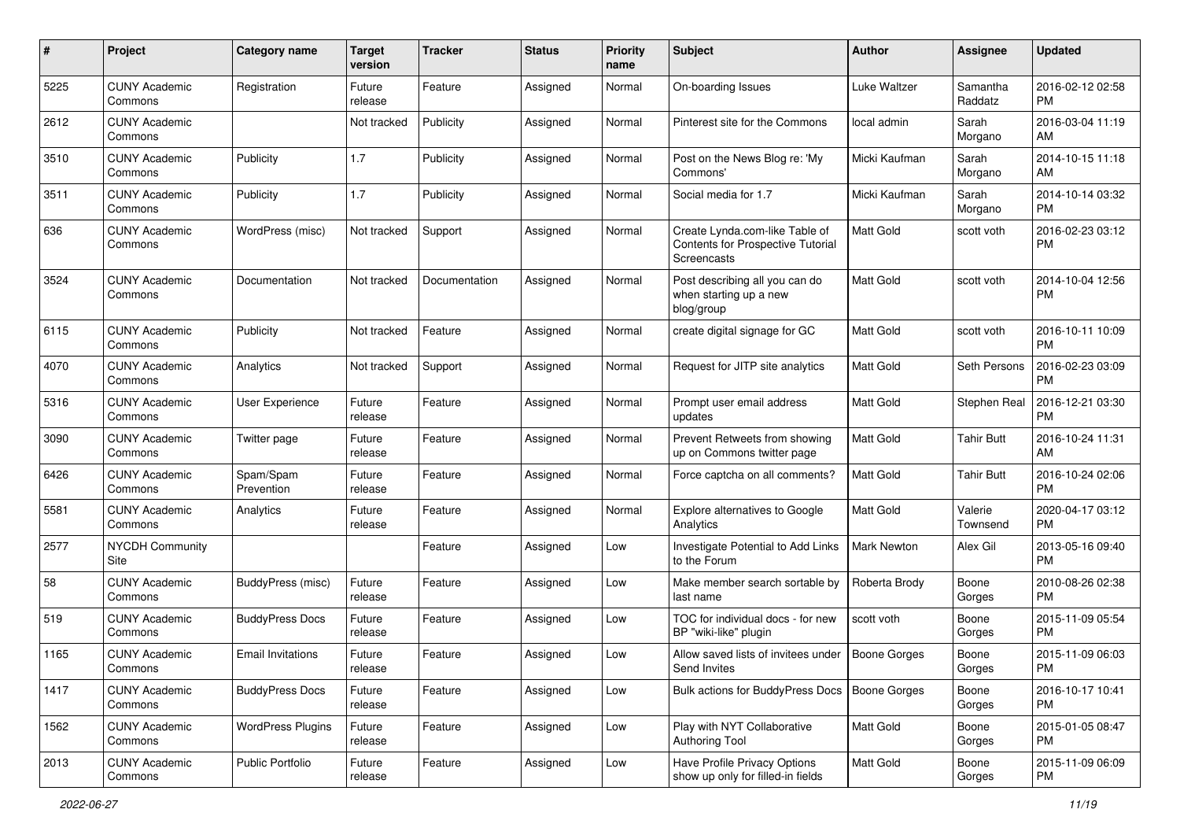| # | Project | Category name | Target version | Tracker | Status | Priority name | Subject | Author | Assignee | Updated |
|---|---|---|---|---|---|---|---|---|---|---|
| 5225 | CUNY Academic Commons | Registration | Future release | Feature | Assigned | Normal | On-boarding Issues | Luke Waltzer | Samantha Raddatz | 2016-02-12 02:58 PM |
| 2612 | CUNY Academic Commons | | Not tracked | Publicity | Assigned | Normal | Pinterest site for the Commons | local admin | Sarah Morgano | 2016-03-04 11:19 AM |
| 3510 | CUNY Academic Commons | Publicity | 1.7 | Publicity | Assigned | Normal | Post on the News Blog re: 'My Commons' | Micki Kaufman | Sarah Morgano | 2014-10-15 11:18 AM |
| 3511 | CUNY Academic Commons | Publicity | 1.7 | Publicity | Assigned | Normal | Social media for 1.7 | Micki Kaufman | Sarah Morgano | 2014-10-14 03:32 PM |
| 636 | CUNY Academic Commons | WordPress (misc) | Not tracked | Support | Assigned | Normal | Create Lynda.com-like Table of Contents for Prospective Tutorial Screencasts | Matt Gold | scott voth | 2016-02-23 03:12 PM |
| 3524 | CUNY Academic Commons | Documentation | Not tracked | Documentation | Assigned | Normal | Post describing all you can do when starting up a new blog/group | Matt Gold | scott voth | 2014-10-04 12:56 PM |
| 6115 | CUNY Academic Commons | Publicity | Not tracked | Feature | Assigned | Normal | create digital signage for GC | Matt Gold | scott voth | 2016-10-11 10:09 PM |
| 4070 | CUNY Academic Commons | Analytics | Not tracked | Support | Assigned | Normal | Request for JITP site analytics | Matt Gold | Seth Persons | 2016-02-23 03:09 PM |
| 5316 | CUNY Academic Commons | User Experience | Future release | Feature | Assigned | Normal | Prompt user email address updates | Matt Gold | Stephen Real | 2016-12-21 03:30 PM |
| 3090 | CUNY Academic Commons | Twitter page | Future release | Feature | Assigned | Normal | Prevent Retweets from showing up on Commons twitter page | Matt Gold | Tahir Butt | 2016-10-24 11:31 AM |
| 6426 | CUNY Academic Commons | Spam/Spam Prevention | Future release | Feature | Assigned | Normal | Force captcha on all comments? | Matt Gold | Tahir Butt | 2016-10-24 02:06 PM |
| 5581 | CUNY Academic Commons | Analytics | Future release | Feature | Assigned | Normal | Explore alternatives to Google Analytics | Matt Gold | Valerie Townsend | 2020-04-17 03:12 PM |
| 2577 | NYCDH Community Site | | | Feature | Assigned | Low | Investigate Potential to Add Links to the Forum | Mark Newton | Alex Gil | 2013-05-16 09:40 PM |
| 58 | CUNY Academic Commons | BuddyPress (misc) | Future release | Feature | Assigned | Low | Make member search sortable by last name | Roberta Brody | Boone Gorges | 2010-08-26 02:38 PM |
| 519 | CUNY Academic Commons | BuddyPress Docs | Future release | Feature | Assigned | Low | TOC for individual docs - for new BP "wiki-like" plugin | scott voth | Boone Gorges | 2015-11-09 05:54 PM |
| 1165 | CUNY Academic Commons | Email Invitations | Future release | Feature | Assigned | Low | Allow saved lists of invitees under Send Invites | Boone Gorges | Boone Gorges | 2015-11-09 06:03 PM |
| 1417 | CUNY Academic Commons | BuddyPress Docs | Future release | Feature | Assigned | Low | Bulk actions for BuddyPress Docs | Boone Gorges | Boone Gorges | 2016-10-17 10:41 PM |
| 1562 | CUNY Academic Commons | WordPress Plugins | Future release | Feature | Assigned | Low | Play with NYT Collaborative Authoring Tool | Matt Gold | Boone Gorges | 2015-01-05 08:47 PM |
| 2013 | CUNY Academic Commons | Public Portfolio | Future release | Feature | Assigned | Low | Have Profile Privacy Options show up only for filled-in fields | Matt Gold | Boone Gorges | 2015-11-09 06:09 PM |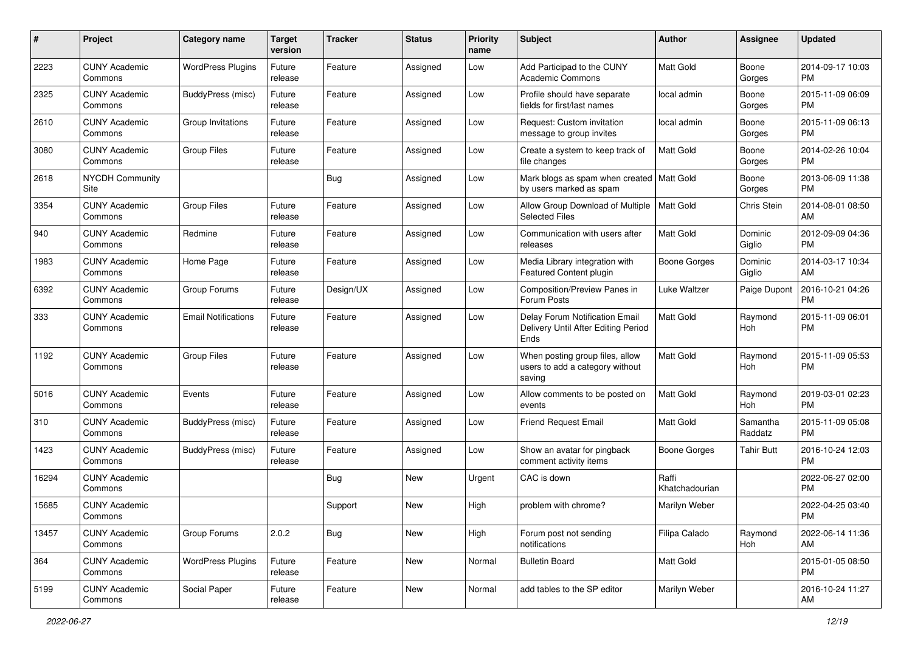| # | Project | Category name | Target version | Tracker | Status | Priority name | Subject | Author | Assignee | Updated |
|---|---|---|---|---|---|---|---|---|---|---|
| 2223 | CUNY Academic Commons | WordPress Plugins | Future release | Feature | Assigned | Low | Add Participad to the CUNY Academic Commons | Matt Gold | Boone Gorges | 2014-09-17 10:03 PM |
| 2325 | CUNY Academic Commons | BuddyPress (misc) | Future release | Feature | Assigned | Low | Profile should have separate fields for first/last names | local admin | Boone Gorges | 2015-11-09 06:09 PM |
| 2610 | CUNY Academic Commons | Group Invitations | Future release | Feature | Assigned | Low | Request: Custom invitation message to group invites | local admin | Boone Gorges | 2015-11-09 06:13 PM |
| 3080 | CUNY Academic Commons | Group Files | Future release | Feature | Assigned | Low | Create a system to keep track of file changes | Matt Gold | Boone Gorges | 2014-02-26 10:04 PM |
| 2618 | NYCDH Community Site | | | Bug | Assigned | Low | Mark blogs as spam when created by users marked as spam | Matt Gold | Boone Gorges | 2013-06-09 11:38 PM |
| 3354 | CUNY Academic Commons | Group Files | Future release | Feature | Assigned | Low | Allow Group Download of Multiple Selected Files | Matt Gold | Chris Stein | 2014-08-01 08:50 AM |
| 940 | CUNY Academic Commons | Redmine | Future release | Feature | Assigned | Low | Communication with users after releases | Matt Gold | Dominic Giglio | 2012-09-09 04:36 PM |
| 1983 | CUNY Academic Commons | Home Page | Future release | Feature | Assigned | Low | Media Library integration with Featured Content plugin | Boone Gorges | Dominic Giglio | 2014-03-17 10:34 AM |
| 6392 | CUNY Academic Commons | Group Forums | Future release | Design/UX | Assigned | Low | Composition/Preview Panes in Forum Posts | Luke Waltzer | Paige Dupont | 2016-10-21 04:26 PM |
| 333 | CUNY Academic Commons | Email Notifications | Future release | Feature | Assigned | Low | Delay Forum Notification Email Delivery Until After Editing Period Ends | Matt Gold | Raymond Hoh | 2015-11-09 06:01 PM |
| 1192 | CUNY Academic Commons | Group Files | Future release | Feature | Assigned | Low | When posting group files, allow users to add a category without saving | Matt Gold | Raymond Hoh | 2015-11-09 05:53 PM |
| 5016 | CUNY Academic Commons | Events | Future release | Feature | Assigned | Low | Allow comments to be posted on events | Matt Gold | Raymond Hoh | 2019-03-01 02:23 PM |
| 310 | CUNY Academic Commons | BuddyPress (misc) | Future release | Feature | Assigned | Low | Friend Request Email | Matt Gold | Samantha Raddatz | 2015-11-09 05:08 PM |
| 1423 | CUNY Academic Commons | BuddyPress (misc) | Future release | Feature | Assigned | Low | Show an avatar for pingback comment activity items | Boone Gorges | Tahir Butt | 2016-10-24 12:03 PM |
| 16294 | CUNY Academic Commons | | | Bug | New | Urgent | CAC is down | Raffi Khatchadourian | | 2022-06-27 02:00 PM |
| 15685 | CUNY Academic Commons | | | Support | New | High | problem with chrome? | Marilyn Weber | | 2022-04-25 03:40 PM |
| 13457 | CUNY Academic Commons | Group Forums | 2.0.2 | Bug | New | High | Forum post not sending notifications | Filipa Calado | Raymond Hoh | 2022-06-14 11:36 AM |
| 364 | CUNY Academic Commons | WordPress Plugins | Future release | Feature | New | Normal | Bulletin Board | Matt Gold | | 2015-01-05 08:50 PM |
| 5199 | CUNY Academic Commons | Social Paper | Future release | Feature | New | Normal | add tables to the SP editor | Marilyn Weber | | 2016-10-24 11:27 AM |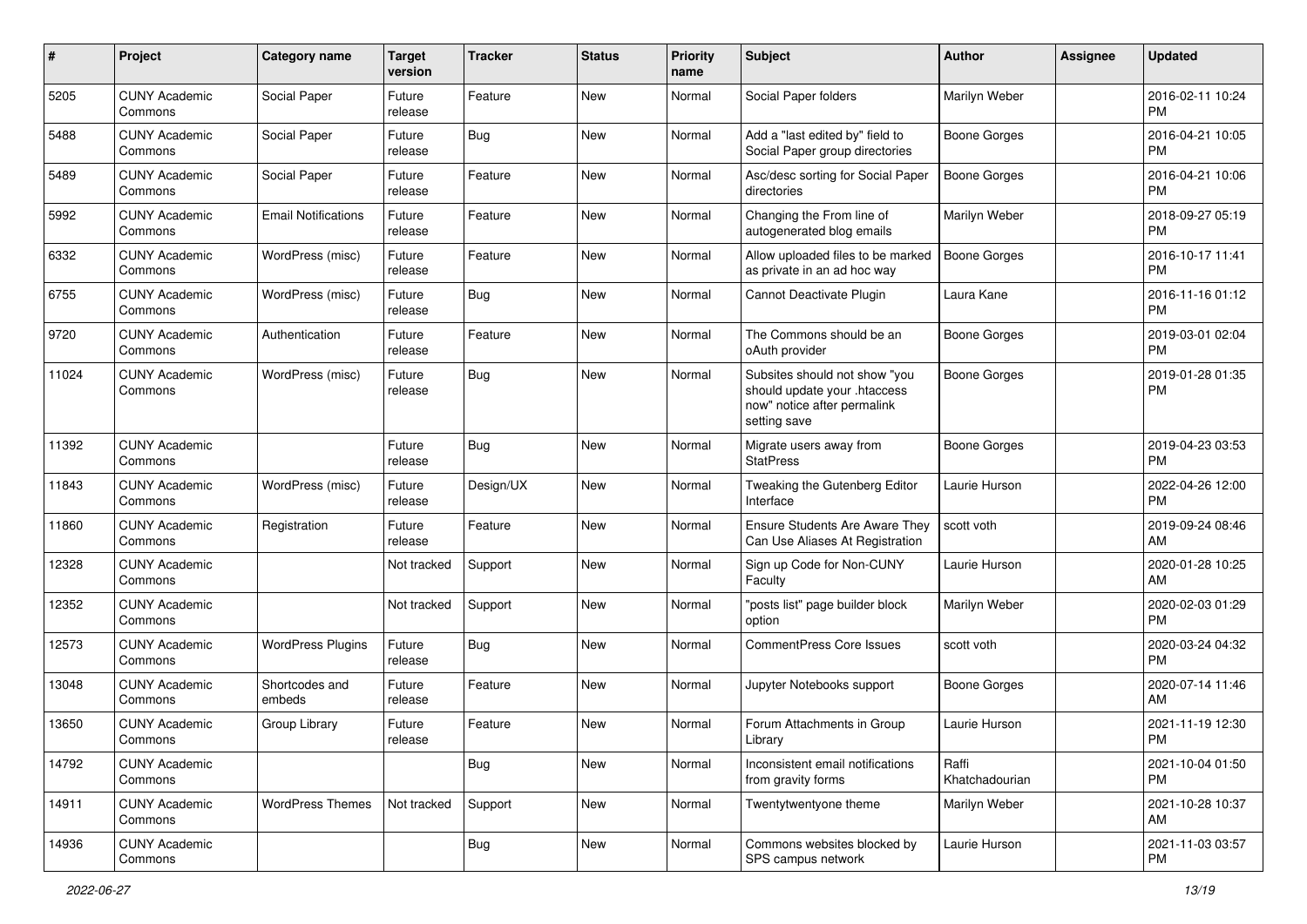| # | Project | Category name | Target version | Tracker | Status | Priority name | Subject | Author | Assignee | Updated |
|---|---|---|---|---|---|---|---|---|---|---|
| 5205 | CUNY Academic Commons | Social Paper | Future release | Feature | New | Normal | Social Paper folders | Marilyn Weber | | 2016-02-11 10:24 PM |
| 5488 | CUNY Academic Commons | Social Paper | Future release | Bug | New | Normal | Add a "last edited by" field to Social Paper group directories | Boone Gorges | | 2016-04-21 10:05 PM |
| 5489 | CUNY Academic Commons | Social Paper | Future release | Feature | New | Normal | Asc/desc sorting for Social Paper directories | Boone Gorges | | 2016-04-21 10:06 PM |
| 5992 | CUNY Academic Commons | Email Notifications | Future release | Feature | New | Normal | Changing the From line of autogenerated blog emails | Marilyn Weber | | 2018-09-27 05:19 PM |
| 6332 | CUNY Academic Commons | WordPress (misc) | Future release | Feature | New | Normal | Allow uploaded files to be marked as private in an ad hoc way | Boone Gorges | | 2016-10-17 11:41 PM |
| 6755 | CUNY Academic Commons | WordPress (misc) | Future release | Bug | New | Normal | Cannot Deactivate Plugin | Laura Kane | | 2016-11-16 01:12 PM |
| 9720 | CUNY Academic Commons | Authentication | Future release | Feature | New | Normal | The Commons should be an oAuth provider | Boone Gorges | | 2019-03-01 02:04 PM |
| 11024 | CUNY Academic Commons | WordPress (misc) | Future release | Bug | New | Normal | Subsites should not show "you should update your .htaccess now" notice after permalink setting save | Boone Gorges | | 2019-01-28 01:35 PM |
| 11392 | CUNY Academic Commons | | Future release | Bug | New | Normal | Migrate users away from StatPress | Boone Gorges | | 2019-04-23 03:53 PM |
| 11843 | CUNY Academic Commons | WordPress (misc) | Future release | Design/UX | New | Normal | Tweaking the Gutenberg Editor Interface | Laurie Hurson | | 2022-04-26 12:00 PM |
| 11860 | CUNY Academic Commons | Registration | Future release | Feature | New | Normal | Ensure Students Are Aware They Can Use Aliases At Registration | scott voth | | 2019-09-24 08:46 AM |
| 12328 | CUNY Academic Commons | | Not tracked | Support | New | Normal | Sign up Code for Non-CUNY Faculty | Laurie Hurson | | 2020-01-28 10:25 AM |
| 12352 | CUNY Academic Commons | | Not tracked | Support | New | Normal | "posts list" page builder block option | Marilyn Weber | | 2020-02-03 01:29 PM |
| 12573 | CUNY Academic Commons | WordPress Plugins | Future release | Bug | New | Normal | CommentPress Core Issues | scott voth | | 2020-03-24 04:32 PM |
| 13048 | CUNY Academic Commons | Shortcodes and embeds | Future release | Feature | New | Normal | Jupyter Notebooks support | Boone Gorges | | 2020-07-14 11:46 AM |
| 13650 | CUNY Academic Commons | Group Library | Future release | Feature | New | Normal | Forum Attachments in Group Library | Laurie Hurson | | 2021-11-19 12:30 PM |
| 14792 | CUNY Academic Commons | | | Bug | New | Normal | Inconsistent email notifications from gravity forms | Raffi Khatchadourian | | 2021-10-04 01:50 PM |
| 14911 | CUNY Academic Commons | WordPress Themes | Not tracked | Support | New | Normal | Twentytwentyone theme | Marilyn Weber | | 2021-10-28 10:37 AM |
| 14936 | CUNY Academic Commons | | | Bug | New | Normal | Commons websites blocked by SPS campus network | Laurie Hurson | | 2021-11-03 03:57 PM |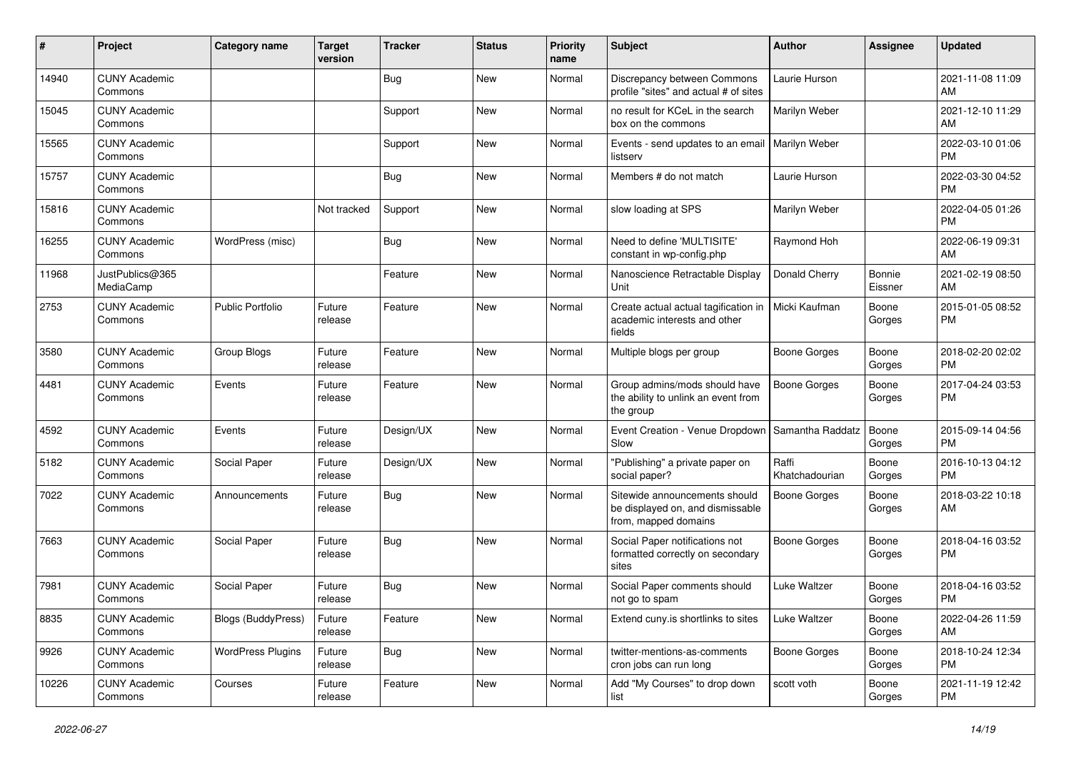| # | Project | Category name | Target version | Tracker | Status | Priority name | Subject | Author | Assignee | Updated |
|---|---|---|---|---|---|---|---|---|---|---|
| 14940 | CUNY Academic Commons | | | Bug | New | Normal | Discrepancy between Commons profile "sites" and actual # of sites | Laurie Hurson | | 2021-11-08 11:09 AM |
| 15045 | CUNY Academic Commons | | | Support | New | Normal | no result for KCeL in the search box on the commons | Marilyn Weber | | 2021-12-10 11:29 AM |
| 15565 | CUNY Academic Commons | | | Support | New | Normal | Events - send updates to an email listserv | Marilyn Weber | | 2022-03-10 01:06 PM |
| 15757 | CUNY Academic Commons | | | Bug | New | Normal | Members # do not match | Laurie Hurson | | 2022-03-30 04:52 PM |
| 15816 | CUNY Academic Commons | | Not tracked | Support | New | Normal | slow loading at SPS | Marilyn Weber | | 2022-04-05 01:26 PM |
| 16255 | CUNY Academic Commons | WordPress (misc) | | Bug | New | Normal | Need to define 'MULTISITE' constant in wp-config.php | Raymond Hoh | | 2022-06-19 09:31 AM |
| 11968 | JustPublics@365 MediaCamp | | | Feature | New | Normal | Nanoscience Retractable Display Unit | Donald Cherry | Bonnie Eissner | 2021-02-19 08:50 AM |
| 2753 | CUNY Academic Commons | Public Portfolio | Future release | Feature | New | Normal | Create actual actual tagification in academic interests and other fields | Micki Kaufman | Boone Gorges | 2015-01-05 08:52 PM |
| 3580 | CUNY Academic Commons | Group Blogs | Future release | Feature | New | Normal | Multiple blogs per group | Boone Gorges | Boone Gorges | 2018-02-20 02:02 PM |
| 4481 | CUNY Academic Commons | Events | Future release | Feature | New | Normal | Group admins/mods should have the ability to unlink an event from the group | Boone Gorges | Boone Gorges | 2017-04-24 03:53 PM |
| 4592 | CUNY Academic Commons | Events | Future release | Design/UX | New | Normal | Event Creation - Venue Dropdown Slow | Samantha Raddatz | Boone Gorges | 2015-09-14 04:56 PM |
| 5182 | CUNY Academic Commons | Social Paper | Future release | Design/UX | New | Normal | "Publishing" a private paper on social paper? | Raffi Khatchadourian | Boone Gorges | 2016-10-13 04:12 PM |
| 7022 | CUNY Academic Commons | Announcements | Future release | Bug | New | Normal | Sitewide announcements should be displayed on, and dismissable from, mapped domains | Boone Gorges | Boone Gorges | 2018-03-22 10:18 AM |
| 7663 | CUNY Academic Commons | Social Paper | Future release | Bug | New | Normal | Social Paper notifications not formatted correctly on secondary sites | Boone Gorges | Boone Gorges | 2018-04-16 03:52 PM |
| 7981 | CUNY Academic Commons | Social Paper | Future release | Bug | New | Normal | Social Paper comments should not go to spam | Luke Waltzer | Boone Gorges | 2018-04-16 03:52 PM |
| 8835 | CUNY Academic Commons | Blogs (BuddyPress) | Future release | Feature | New | Normal | Extend cuny.is shortlinks to sites | Luke Waltzer | Boone Gorges | 2022-04-26 11:59 AM |
| 9926 | CUNY Academic Commons | WordPress Plugins | Future release | Bug | New | Normal | twitter-mentions-as-comments cron jobs can run long | Boone Gorges | Boone Gorges | 2018-10-24 12:34 PM |
| 10226 | CUNY Academic Commons | Courses | Future release | Feature | New | Normal | Add "My Courses" to drop down list | scott voth | Boone Gorges | 2021-11-19 12:42 PM |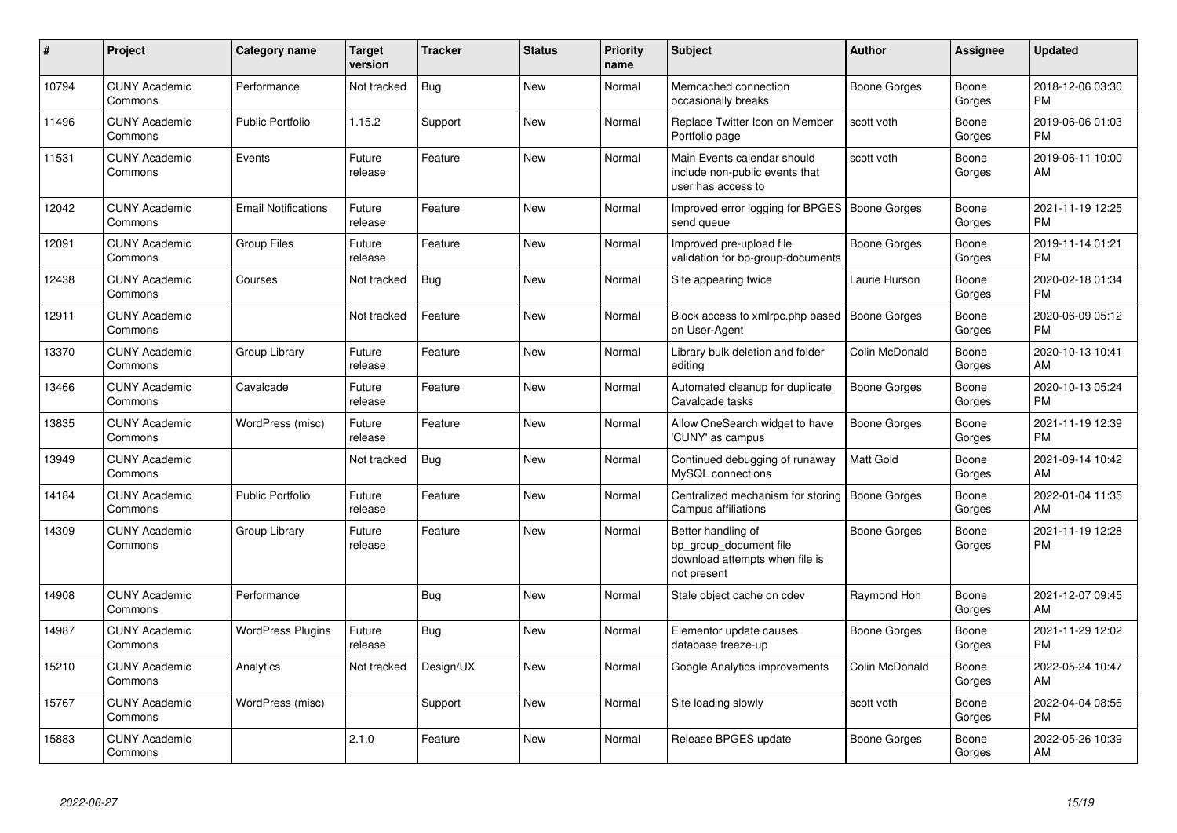| # | Project | Category name | Target version | Tracker | Status | Priority name | Subject | Author | Assignee | Updated |
|---|---|---|---|---|---|---|---|---|---|---|
| 10794 | CUNY Academic Commons | Performance | Not tracked | Bug | New | Normal | Memcached connection occasionally breaks | Boone Gorges | Boone Gorges | 2018-12-06 03:30 PM |
| 11496 | CUNY Academic Commons | Public Portfolio | 1.15.2 | Support | New | Normal | Replace Twitter Icon on Member Portfolio page | scott voth | Boone Gorges | 2019-06-06 01:03 PM |
| 11531 | CUNY Academic Commons | Events | Future release | Feature | New | Normal | Main Events calendar should include non-public events that user has access to | scott voth | Boone Gorges | 2019-06-11 10:00 AM |
| 12042 | CUNY Academic Commons | Email Notifications | Future release | Feature | New | Normal | Improved error logging for BPGES send queue | Boone Gorges | Boone Gorges | 2021-11-19 12:25 PM |
| 12091 | CUNY Academic Commons | Group Files | Future release | Feature | New | Normal | Improved pre-upload file validation for bp-group-documents | Boone Gorges | Boone Gorges | 2019-11-14 01:21 PM |
| 12438 | CUNY Academic Commons | Courses | Not tracked | Bug | New | Normal | Site appearing twice | Laurie Hurson | Boone Gorges | 2020-02-18 01:34 PM |
| 12911 | CUNY Academic Commons | | Not tracked | Feature | New | Normal | Block access to xmlrpc.php based on User-Agent | Boone Gorges | Boone Gorges | 2020-06-09 05:12 PM |
| 13370 | CUNY Academic Commons | Group Library | Future release | Feature | New | Normal | Library bulk deletion and folder editing | Colin McDonald | Boone Gorges | 2020-10-13 10:41 AM |
| 13466 | CUNY Academic Commons | Cavalcade | Future release | Feature | New | Normal | Automated cleanup for duplicate Cavalcade tasks | Boone Gorges | Boone Gorges | 2020-10-13 05:24 PM |
| 13835 | CUNY Academic Commons | WordPress (misc) | Future release | Feature | New | Normal | Allow OneSearch widget to have 'CUNY' as campus | Boone Gorges | Boone Gorges | 2021-11-19 12:39 PM |
| 13949 | CUNY Academic Commons | | Not tracked | Bug | New | Normal | Continued debugging of runaway MySQL connections | Matt Gold | Boone Gorges | 2021-09-14 10:42 AM |
| 14184 | CUNY Academic Commons | Public Portfolio | Future release | Feature | New | Normal | Centralized mechanism for storing Campus affiliations | Boone Gorges | Boone Gorges | 2022-01-04 11:35 AM |
| 14309 | CUNY Academic Commons | Group Library | Future release | Feature | New | Normal | Better handling of bp_group_document file download attempts when file is not present | Boone Gorges | Boone Gorges | 2021-11-19 12:28 PM |
| 14908 | CUNY Academic Commons | Performance | | Bug | New | Normal | Stale object cache on cdev | Raymond Hoh | Boone Gorges | 2021-12-07 09:45 AM |
| 14987 | CUNY Academic Commons | WordPress Plugins | Future release | Bug | New | Normal | Elementor update causes database freeze-up | Boone Gorges | Boone Gorges | 2021-11-29 12:02 PM |
| 15210 | CUNY Academic Commons | Analytics | Not tracked | Design/UX | New | Normal | Google Analytics improvements | Colin McDonald | Boone Gorges | 2022-05-24 10:47 AM |
| 15767 | CUNY Academic Commons | WordPress (misc) | | Support | New | Normal | Site loading slowly | scott voth | Boone Gorges | 2022-04-04 08:56 PM |
| 15883 | CUNY Academic Commons | | 2.1.0 | Feature | New | Normal | Release BPGES update | Boone Gorges | Boone Gorges | 2022-05-26 10:39 AM |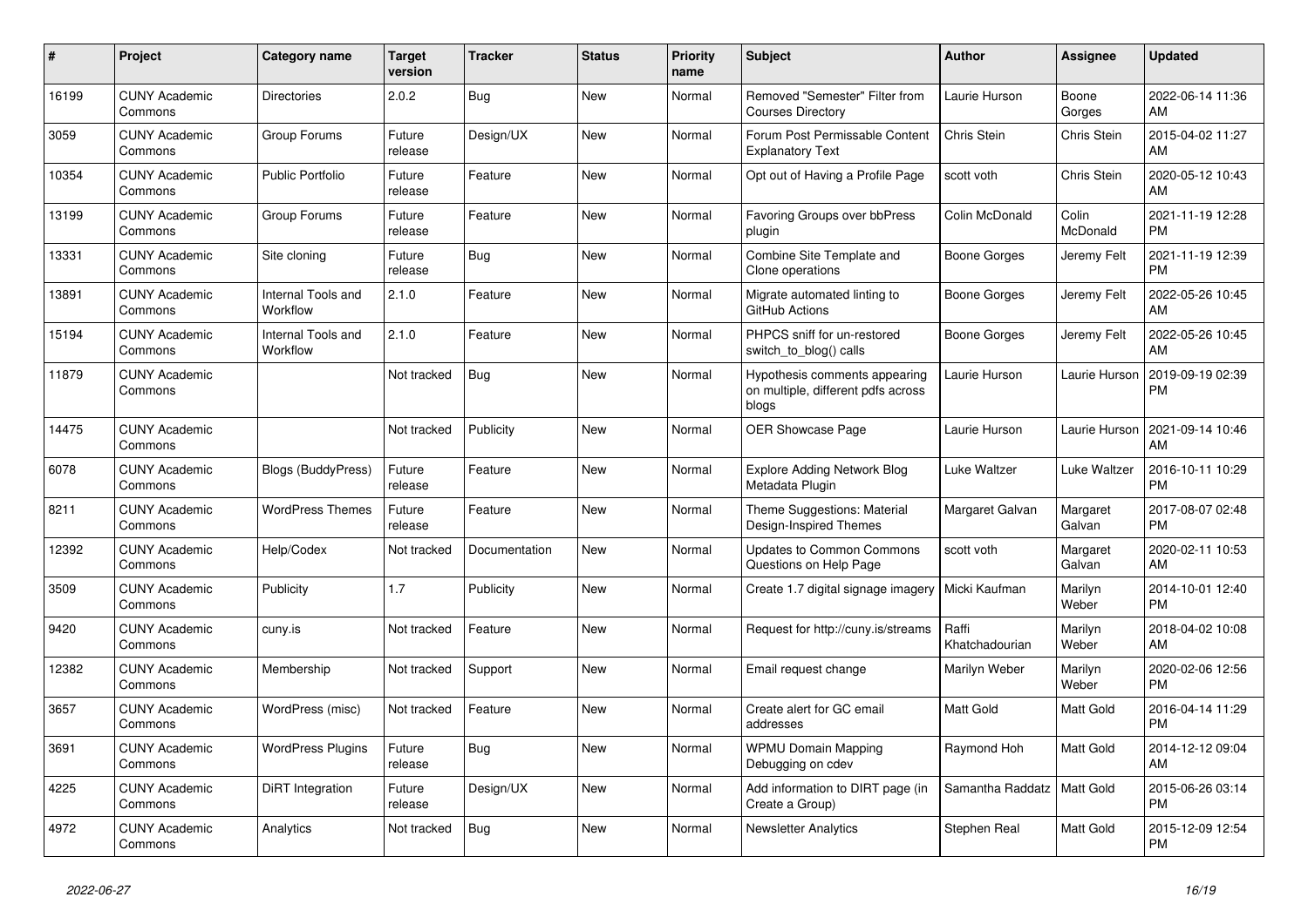| # | Project | Category name | Target version | Tracker | Status | Priority name | Subject | Author | Assignee | Updated |
|---|---|---|---|---|---|---|---|---|---|---|
| 16199 | CUNY Academic Commons | Directories | 2.0.2 | Bug | New | Normal | Removed "Semester" Filter from Courses Directory | Laurie Hurson | Boone Gorges | 2022-06-14 11:36 AM |
| 3059 | CUNY Academic Commons | Group Forums | Future release | Design/UX | New | Normal | Forum Post Permissable Content Explanatory Text | Chris Stein | Chris Stein | 2015-04-02 11:27 AM |
| 10354 | CUNY Academic Commons | Public Portfolio | Future release | Feature | New | Normal | Opt out of Having a Profile Page | scott voth | Chris Stein | 2020-05-12 10:43 AM |
| 13199 | CUNY Academic Commons | Group Forums | Future release | Feature | New | Normal | Favoring Groups over bbPress plugin | Colin McDonald | Colin McDonald | 2021-11-19 12:28 PM |
| 13331 | CUNY Academic Commons | Site cloning | Future release | Bug | New | Normal | Combine Site Template and Clone operations | Boone Gorges | Jeremy Felt | 2021-11-19 12:39 PM |
| 13891 | CUNY Academic Commons | Internal Tools and Workflow | 2.1.0 | Feature | New | Normal | Migrate automated linting to GitHub Actions | Boone Gorges | Jeremy Felt | 2022-05-26 10:45 AM |
| 15194 | CUNY Academic Commons | Internal Tools and Workflow | 2.1.0 | Feature | New | Normal | PHPCS sniff for un-restored switch_to_blog() calls | Boone Gorges | Jeremy Felt | 2022-05-26 10:45 AM |
| 11879 | CUNY Academic Commons | | Not tracked | Bug | New | Normal | Hypothesis comments appearing on multiple, different pdfs across blogs | Laurie Hurson | Laurie Hurson | 2019-09-19 02:39 PM |
| 14475 | CUNY Academic Commons | | Not tracked | Publicity | New | Normal | OER Showcase Page | Laurie Hurson | Laurie Hurson | 2021-09-14 10:46 AM |
| 6078 | CUNY Academic Commons | Blogs (BuddyPress) | Future release | Feature | New | Normal | Explore Adding Network Blog Metadata Plugin | Luke Waltzer | Luke Waltzer | 2016-10-11 10:29 PM |
| 8211 | CUNY Academic Commons | WordPress Themes | Future release | Feature | New | Normal | Theme Suggestions: Material Design-Inspired Themes | Margaret Galvan | Margaret Galvan | 2017-08-07 02:48 PM |
| 12392 | CUNY Academic Commons | Help/Codex | Not tracked | Documentation | New | Normal | Updates to Common Commons Questions on Help Page | scott voth | Margaret Galvan | 2020-02-11 10:53 AM |
| 3509 | CUNY Academic Commons | Publicity | 1.7 | Publicity | New | Normal | Create 1.7 digital signage imagery | Micki Kaufman | Marilyn Weber | 2014-10-01 12:40 PM |
| 9420 | CUNY Academic Commons | cuny.is | Not tracked | Feature | New | Normal | Request for http://cuny.is/streams | Raffi Khatchadourian | Marilyn Weber | 2018-04-02 10:08 AM |
| 12382 | CUNY Academic Commons | Membership | Not tracked | Support | New | Normal | Email request change | Marilyn Weber | Marilyn Weber | 2020-02-06 12:56 PM |
| 3657 | CUNY Academic Commons | WordPress (misc) | Not tracked | Feature | New | Normal | Create alert for GC email addresses | Matt Gold | Matt Gold | 2016-04-14 11:29 PM |
| 3691 | CUNY Academic Commons | WordPress Plugins | Future release | Bug | New | Normal | WPMU Domain Mapping Debugging on cdev | Raymond Hoh | Matt Gold | 2014-12-12 09:04 AM |
| 4225 | CUNY Academic Commons | DiRT Integration | Future release | Design/UX | New | Normal | Add information to DIRT page (in Create a Group) | Samantha Raddatz | Matt Gold | 2015-06-26 03:14 PM |
| 4972 | CUNY Academic Commons | Analytics | Not tracked | Bug | New | Normal | Newsletter Analytics | Stephen Real | Matt Gold | 2015-12-09 12:54 PM |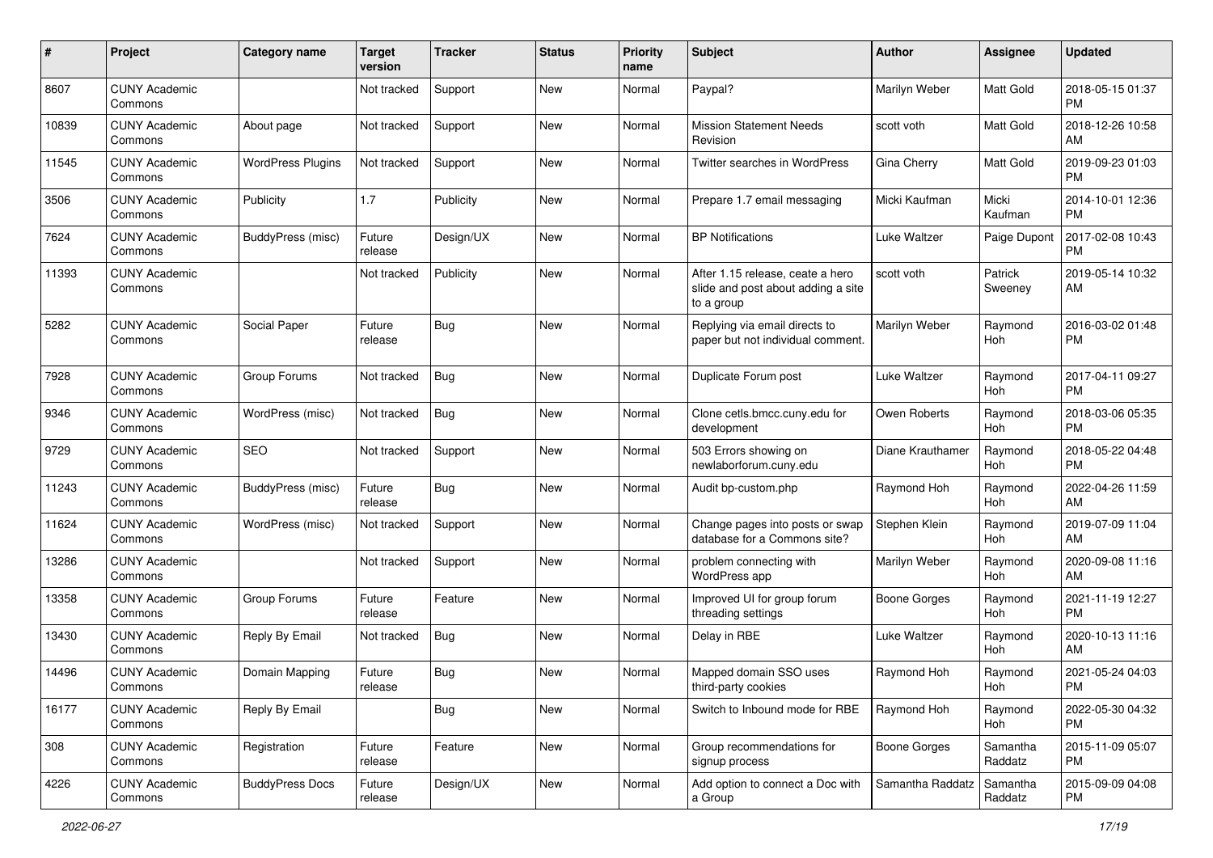| # | Project | Category name | Target version | Tracker | Status | Priority name | Subject | Author | Assignee | Updated |
|---|---|---|---|---|---|---|---|---|---|---|
| 8607 | CUNY Academic Commons | | Not tracked | Support | New | Normal | Paypal? | Marilyn Weber | Matt Gold | 2018-05-15 01:37 PM |
| 10839 | CUNY Academic Commons | About page | Not tracked | Support | New | Normal | Mission Statement Needs Revision | scott voth | Matt Gold | 2018-12-26 10:58 AM |
| 11545 | CUNY Academic Commons | WordPress Plugins | Not tracked | Support | New | Normal | Twitter searches in WordPress | Gina Cherry | Matt Gold | 2019-09-23 01:03 PM |
| 3506 | CUNY Academic Commons | Publicity | 1.7 | Publicity | New | Normal | Prepare 1.7 email messaging | Micki Kaufman | Micki Kaufman | 2014-10-01 12:36 PM |
| 7624 | CUNY Academic Commons | BuddyPress (misc) | Future release | Design/UX | New | Normal | BP Notifications | Luke Waltzer | Paige Dupont | 2017-02-08 10:43 PM |
| 11393 | CUNY Academic Commons | | Not tracked | Publicity | New | Normal | After 1.15 release, ceate a hero slide and post about adding a site to a group | scott voth | Patrick Sweeney | 2019-05-14 10:32 AM |
| 5282 | CUNY Academic Commons | Social Paper | Future release | Bug | New | Normal | Replying via email directs to paper but not individual comment. | Marilyn Weber | Raymond Hoh | 2016-03-02 01:48 PM |
| 7928 | CUNY Academic Commons | Group Forums | Not tracked | Bug | New | Normal | Duplicate Forum post | Luke Waltzer | Raymond Hoh | 2017-04-11 09:27 PM |
| 9346 | CUNY Academic Commons | WordPress (misc) | Not tracked | Bug | New | Normal | Clone cetls.bmcc.cuny.edu for development | Owen Roberts | Raymond Hoh | 2018-03-06 05:35 PM |
| 9729 | CUNY Academic Commons | SEO | Not tracked | Support | New | Normal | 503 Errors showing on newlaborforum.cuny.edu | Diane Krauthamer | Raymond Hoh | 2018-05-22 04:48 PM |
| 11243 | CUNY Academic Commons | BuddyPress (misc) | Future release | Bug | New | Normal | Audit bp-custom.php | Raymond Hoh | Raymond Hoh | 2022-04-26 11:59 AM |
| 11624 | CUNY Academic Commons | WordPress (misc) | Not tracked | Support | New | Normal | Change pages into posts or swap database for a Commons site? | Stephen Klein | Raymond Hoh | 2019-07-09 11:04 AM |
| 13286 | CUNY Academic Commons | | Not tracked | Support | New | Normal | problem connecting with WordPress app | Marilyn Weber | Raymond Hoh | 2020-09-08 11:16 AM |
| 13358 | CUNY Academic Commons | Group Forums | Future release | Feature | New | Normal | Improved UI for group forum threading settings | Boone Gorges | Raymond Hoh | 2021-11-19 12:27 PM |
| 13430 | CUNY Academic Commons | Reply By Email | Not tracked | Bug | New | Normal | Delay in RBE | Luke Waltzer | Raymond Hoh | 2020-10-13 11:16 AM |
| 14496 | CUNY Academic Commons | Domain Mapping | Future release | Bug | New | Normal | Mapped domain SSO uses third-party cookies | Raymond Hoh | Raymond Hoh | 2021-05-24 04:03 PM |
| 16177 | CUNY Academic Commons | Reply By Email | | Bug | New | Normal | Switch to Inbound mode for RBE | Raymond Hoh | Raymond Hoh | 2022-05-30 04:32 PM |
| 308 | CUNY Academic Commons | Registration | Future release | Feature | New | Normal | Group recommendations for signup process | Boone Gorges | Samantha Raddatz | 2015-11-09 05:07 PM |
| 4226 | CUNY Academic Commons | BuddyPress Docs | Future release | Design/UX | New | Normal | Add option to connect a Doc with a Group | Samantha Raddatz | Samantha Raddatz | 2015-09-09 04:08 PM |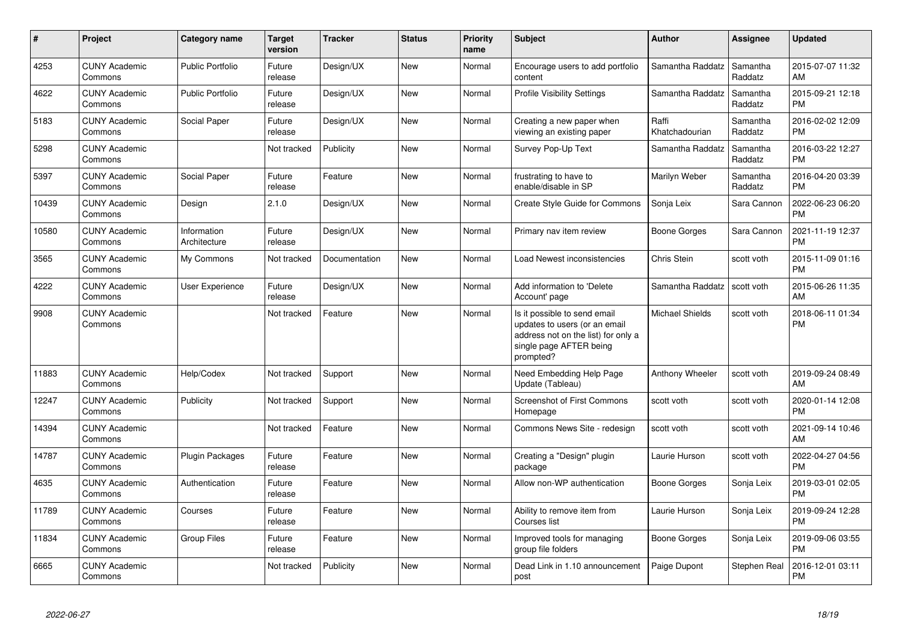| # | Project | Category name | Target version | Tracker | Status | Priority name | Subject | Author | Assignee | Updated |
|---|---|---|---|---|---|---|---|---|---|---|
| 4253 | CUNY Academic Commons | Public Portfolio | Future release | Design/UX | New | Normal | Encourage users to add portfolio content | Samantha Raddatz | Samantha Raddatz | 2015-07-07 11:32 AM |
| 4622 | CUNY Academic Commons | Public Portfolio | Future release | Design/UX | New | Normal | Profile Visibility Settings | Samantha Raddatz | Samantha Raddatz | 2015-09-21 12:18 PM |
| 5183 | CUNY Academic Commons | Social Paper | Future release | Design/UX | New | Normal | Creating a new paper when viewing an existing paper | Raffi Khatchadourian | Samantha Raddatz | 2016-02-02 12:09 PM |
| 5298 | CUNY Academic Commons | | Not tracked | Publicity | New | Normal | Survey Pop-Up Text | Samantha Raddatz | Samantha Raddatz | 2016-03-22 12:27 PM |
| 5397 | CUNY Academic Commons | Social Paper | Future release | Feature | New | Normal | frustrating to have to enable/disable in SP | Marilyn Weber | Samantha Raddatz | 2016-04-20 03:39 PM |
| 10439 | CUNY Academic Commons | Design | 2.1.0 | Design/UX | New | Normal | Create Style Guide for Commons | Sonja Leix | Sara Cannon | 2022-06-23 06:20 PM |
| 10580 | CUNY Academic Commons | Information Architecture | Future release | Design/UX | New | Normal | Primary nav item review | Boone Gorges | Sara Cannon | 2021-11-19 12:37 PM |
| 3565 | CUNY Academic Commons | My Commons | Not tracked | Documentation | New | Normal | Load Newest inconsistencies | Chris Stein | scott voth | 2015-11-09 01:16 PM |
| 4222 | CUNY Academic Commons | User Experience | Future release | Design/UX | New | Normal | Add information to 'Delete Account' page | Samantha Raddatz | scott voth | 2015-06-26 11:35 AM |
| 9908 | CUNY Academic Commons | | Not tracked | Feature | New | Normal | Is it possible to send email updates to users (or an email address not on the list) for only a single page AFTER being prompted? | Michael Shields | scott voth | 2018-06-11 01:34 PM |
| 11883 | CUNY Academic Commons | Help/Codex | Not tracked | Support | New | Normal | Need Embedding Help Page Update (Tableau) | Anthony Wheeler | scott voth | 2019-09-24 08:49 AM |
| 12247 | CUNY Academic Commons | Publicity | Not tracked | Support | New | Normal | Screenshot of First Commons Homepage | scott voth | scott voth | 2020-01-14 12:08 PM |
| 14394 | CUNY Academic Commons | | Not tracked | Feature | New | Normal | Commons News Site - redesign | scott voth | scott voth | 2021-09-14 10:46 AM |
| 14787 | CUNY Academic Commons | Plugin Packages | Future release | Feature | New | Normal | Creating a "Design" plugin package | Laurie Hurson | scott voth | 2022-04-27 04:56 PM |
| 4635 | CUNY Academic Commons | Authentication | Future release | Feature | New | Normal | Allow non-WP authentication | Boone Gorges | Sonja Leix | 2019-03-01 02:05 PM |
| 11789 | CUNY Academic Commons | Courses | Future release | Feature | New | Normal | Ability to remove item from Courses list | Laurie Hurson | Sonja Leix | 2019-09-24 12:28 PM |
| 11834 | CUNY Academic Commons | Group Files | Future release | Feature | New | Normal | Improved tools for managing group file folders | Boone Gorges | Sonja Leix | 2019-09-06 03:55 PM |
| 6665 | CUNY Academic Commons | | Not tracked | Publicity | New | Normal | Dead Link in 1.10 announcement post | Paige Dupont | Stephen Real | 2016-12-01 03:11 PM |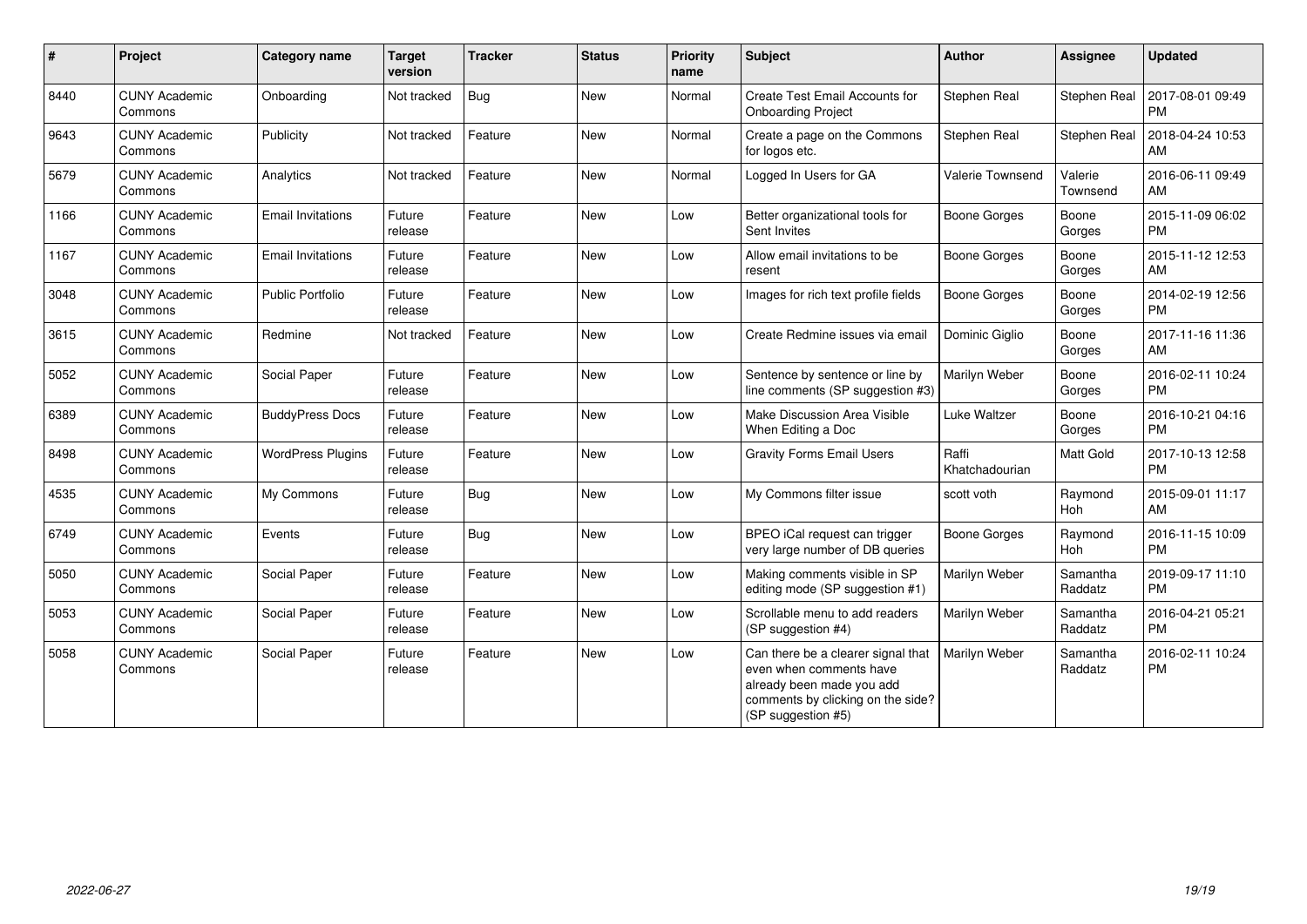| # | Project | Category name | Target version | Tracker | Status | Priority name | Subject | Author | Assignee | Updated |
|---|---|---|---|---|---|---|---|---|---|---|
| 8440 | CUNY Academic Commons | Onboarding | Not tracked | Bug | New | Normal | Create Test Email Accounts for Onboarding Project | Stephen Real | Stephen Real | 2017-08-01 09:49 PM |
| 9643 | CUNY Academic Commons | Publicity | Not tracked | Feature | New | Normal | Create a page on the Commons for logos etc. | Stephen Real | Stephen Real | 2018-04-24 10:53 AM |
| 5679 | CUNY Academic Commons | Analytics | Not tracked | Feature | New | Normal | Logged In Users for GA | Valerie Townsend | Valerie Townsend | 2016-06-11 09:49 AM |
| 1166 | CUNY Academic Commons | Email Invitations | Future release | Feature | New | Low | Better organizational tools for Sent Invites | Boone Gorges | Boone Gorges | 2015-11-09 06:02 PM |
| 1167 | CUNY Academic Commons | Email Invitations | Future release | Feature | New | Low | Allow email invitations to be resent | Boone Gorges | Boone Gorges | 2015-11-12 12:53 AM |
| 3048 | CUNY Academic Commons | Public Portfolio | Future release | Feature | New | Low | Images for rich text profile fields | Boone Gorges | Boone Gorges | 2014-02-19 12:56 PM |
| 3615 | CUNY Academic Commons | Redmine | Not tracked | Feature | New | Low | Create Redmine issues via email | Dominic Giglio | Boone Gorges | 2017-11-16 11:36 AM |
| 5052 | CUNY Academic Commons | Social Paper | Future release | Feature | New | Low | Sentence by sentence or line by line comments (SP suggestion #3) | Marilyn Weber | Boone Gorges | 2016-02-11 10:24 PM |
| 6389 | CUNY Academic Commons | BuddyPress Docs | Future release | Feature | New | Low | Make Discussion Area Visible When Editing a Doc | Luke Waltzer | Boone Gorges | 2016-10-21 04:16 PM |
| 8498 | CUNY Academic Commons | WordPress Plugins | Future release | Feature | New | Low | Gravity Forms Email Users | Raffi Khatchadourian | Matt Gold | 2017-10-13 12:58 PM |
| 4535 | CUNY Academic Commons | My Commons | Future release | Bug | New | Low | My Commons filter issue | scott voth | Raymond Hoh | 2015-09-01 11:17 AM |
| 6749 | CUNY Academic Commons | Events | Future release | Bug | New | Low | BPEO iCal request can trigger very large number of DB queries | Boone Gorges | Raymond Hoh | 2016-11-15 10:09 PM |
| 5050 | CUNY Academic Commons | Social Paper | Future release | Feature | New | Low | Making comments visible in SP editing mode (SP suggestion #1) | Marilyn Weber | Samantha Raddatz | 2019-09-17 11:10 PM |
| 5053 | CUNY Academic Commons | Social Paper | Future release | Feature | New | Low | Scrollable menu to add readers (SP suggestion #4) | Marilyn Weber | Samantha Raddatz | 2016-04-21 05:21 PM |
| 5058 | CUNY Academic Commons | Social Paper | Future release | Feature | New | Low | Can there be a clearer signal that even when comments have already been made you add comments by clicking on the side? (SP suggestion #5) | Marilyn Weber | Samantha Raddatz | 2016-02-11 10:24 PM |